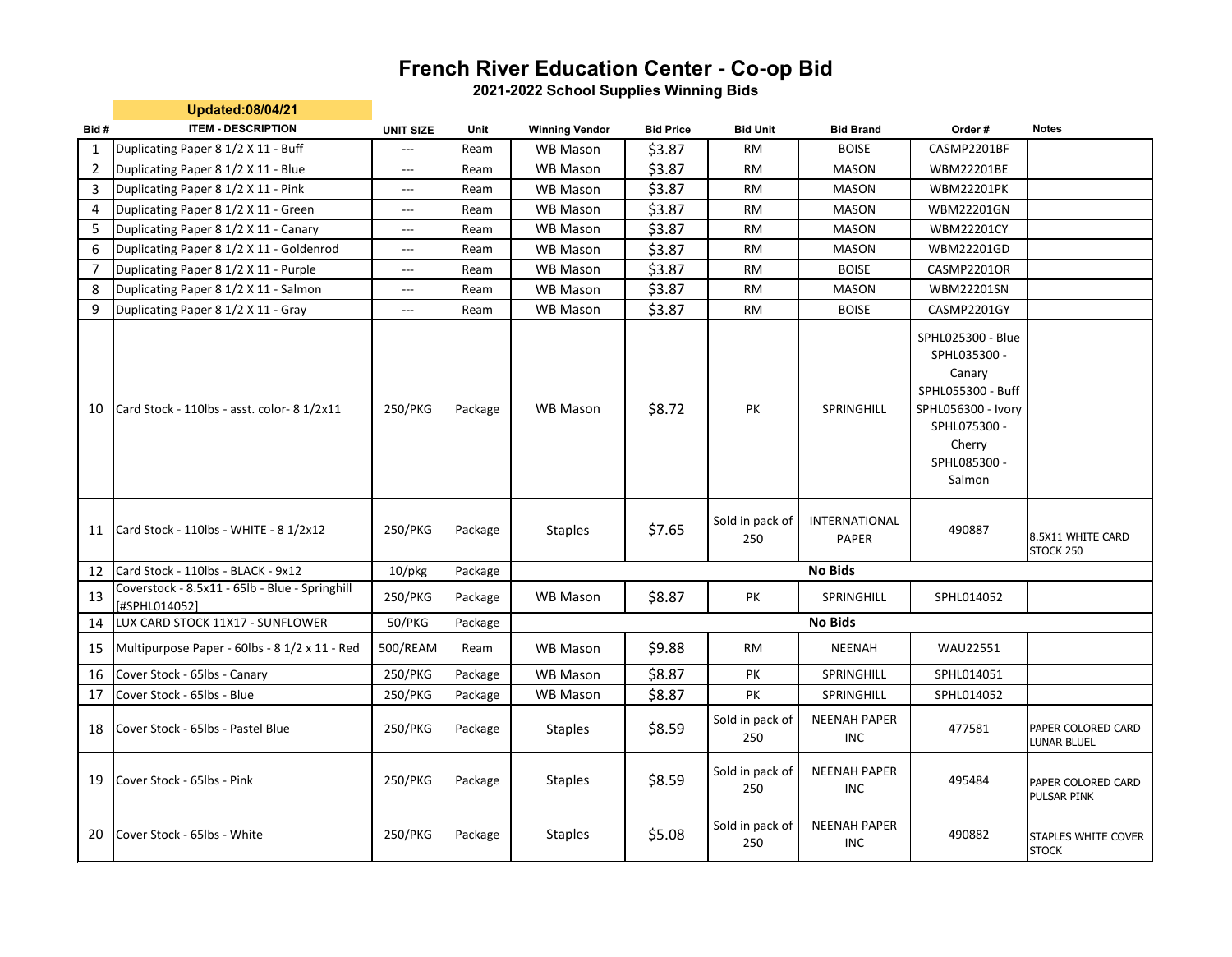# French River Education Center - Co-op Bid

## 2021-2022 School Supplies Winning Bids

**Updated:08/04/21**

| Bid # | ITEM - DESCRIPTION | UNIT SIZE | Unit | Winning Vendor | Bid Price | Bid Unit | Bid Brand | Order # | Notes |
|---|---|---|---|---|---|---|---|---|---|
| 1 | Duplicating Paper 8 1/2 X 11 - Buff | --- | Ream | WB Mason | $3.87 | RM | BOISE | CASMP2201BF | |
| 2 | Duplicating Paper 8 1/2 X 11 - Blue | --- | Ream | WB Mason | $3.87 | RM | MASON | WBM22201BE | |
| 3 | Duplicating Paper 8 1/2 X 11 - Pink | --- | Ream | WB Mason | $3.87 | RM | MASON | WBM22201PK | |
| 4 | Duplicating Paper 8 1/2 X 11 - Green | --- | Ream | WB Mason | $3.87 | RM | MASON | WBM22201GN | |
| 5 | Duplicating Paper 8 1/2 X 11 - Canary | --- | Ream | WB Mason | $3.87 | RM | MASON | WBM22201CY | |
| 6 | Duplicating Paper 8 1/2 X 11 - Goldenrod | --- | Ream | WB Mason | $3.87 | RM | MASON | WBM22201GD | |
| 7 | Duplicating Paper 8 1/2 X 11 - Purple | --- | Ream | WB Mason | $3.87 | RM | BOISE | CASMP2201OR | |
| 8 | Duplicating Paper 8 1/2 X 11 - Salmon | --- | Ream | WB Mason | $3.87 | RM | MASON | WBM22201SN | |
| 9 | Duplicating Paper 8 1/2 X 11 - Gray | --- | Ream | WB Mason | $3.87 | RM | BOISE | CASMP2201GY | |
| 10 | Card Stock - 110lbs - asst. color- 8 1/2x11 | 250/PKG | Package | WB Mason | $8.72 | PK | SPRINGHILL | SPHL025300 - Blue SPHL035300 - Canary SPHL055300 - Buff SPHL056300 - Ivory SPHL075300 - Cherry SPHL085300 - Salmon | |
| 11 | Card Stock - 110lbs - WHITE - 8 1/2x12 | 250/PKG | Package | Staples | $7.65 | Sold in pack of 250 | INTERNATIONAL PAPER | 490887 | 8.5X11 WHITE CARD STOCK 250 |
| 12 | Card Stock - 110lbs - BLACK - 9x12 | 10/pkg | Package | **No Bids** | | | | | |
| 13 | Coverstock - 8.5x11 - 65lb - Blue - Springhill [#SPHL014052] | 250/PKG | Package | WB Mason | $8.87 | PK | SPRINGHILL | SPHL014052 | |
| 14 | LUX CARD STOCK 11X17 - SUNFLOWER | 50/PKG | Package | **No Bids** | | | | | |
| 15 | Multipurpose Paper - 60lbs - 8 1/2 x 11 - Red | 500/REAM | Ream | WB Mason | $9.88 | RM | NEENAH | WAU22551 | |
| 16 | Cover Stock - 65lbs - Canary | 250/PKG | Package | WB Mason | $8.87 | PK | SPRINGHILL | SPHL014051 | |
| 17 | Cover Stock - 65lbs - Blue | 250/PKG | Package | WB Mason | $8.87 | PK | SPRINGHILL | SPHL014052 | |
| 18 | Cover Stock - 65lbs - Pastel Blue | 250/PKG | Package | Staples | $8.59 | Sold in pack of 250 | NEENAH PAPER INC | 477581 | PAPER COLORED CARD LUNAR BLUEL |
| 19 | Cover Stock - 65lbs - Pink | 250/PKG | Package | Staples | $8.59 | Sold in pack of 250 | NEENAH PAPER INC | 495484 | PAPER COLORED CARD PULSAR PINK |
| 20 | Cover Stock - 65lbs - White | 250/PKG | Package | Staples | $5.08 | Sold in pack of 250 | NEENAH PAPER INC | 490882 | STAPLES WHITE COVER STOCK |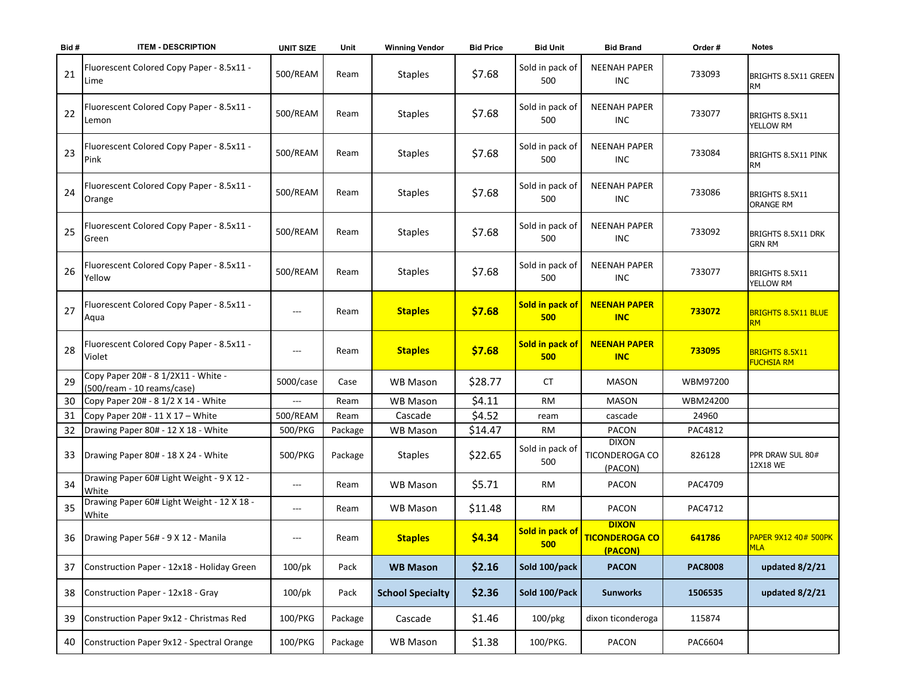| Bid # | ITEM - DESCRIPTION | UNIT SIZE | Unit | Winning Vendor | Bid Price | Bid Unit | Bid Brand | Order # | Notes |
|---|---|---|---|---|---|---|---|---|---|
| 21 | Fluorescent Colored Copy Paper - 8.5x11 - Lime | 500/REAM | Ream | Staples | $7.68 | Sold in pack of 500 | NEENAH PAPER INC | 733093 | BRIGHTS 8.5X11 GREEN RM |
| 22 | Fluorescent Colored Copy Paper - 8.5x11 - Lemon | 500/REAM | Ream | Staples | $7.68 | Sold in pack of 500 | NEENAH PAPER INC | 733077 | BRIGHTS 8.5X11 YELLOW RM |
| 23 | Fluorescent Colored Copy Paper - 8.5x11 - Pink | 500/REAM | Ream | Staples | $7.68 | Sold in pack of 500 | NEENAH PAPER INC | 733084 | BRIGHTS 8.5X11 PINK RM |
| 24 | Fluorescent Colored Copy Paper - 8.5x11 - Orange | 500/REAM | Ream | Staples | $7.68 | Sold in pack of 500 | NEENAH PAPER INC | 733086 | BRIGHTS 8.5X11 ORANGE RM |
| 25 | Fluorescent Colored Copy Paper - 8.5x11 - Green | 500/REAM | Ream | Staples | $7.68 | Sold in pack of 500 | NEENAH PAPER INC | 733092 | BRIGHTS 8.5X11 DRK GRN RM |
| 26 | Fluorescent Colored Copy Paper - 8.5x11 - Yellow | 500/REAM | Ream | Staples | $7.68 | Sold in pack of 500 | NEENAH PAPER INC | 733077 | BRIGHTS 8.5X11 YELLOW RM |
| 27 | Fluorescent Colored Copy Paper - 8.5x11 - Aqua | --- | Ream | **Staples** | **$7.68** | **Sold in pack of 500** | **NEENAH PAPER INC** | **733072** | BRIGHTS 8.5X11 BLUE RM |
| 28 | Fluorescent Colored Copy Paper - 8.5x11 - Violet | --- | Ream | **Staples** | **$7.68** | **Sold in pack of 500** | **NEENAH PAPER INC** | **733095** | BRIGHTS 8.5X11 FUCHSIA RM |
| 29 | Copy Paper 20# - 8 1/2X11 - White - (500/ream - 10 reams/case) | 5000/case | Case | WB Mason | $28.77 | CT | MASON | WBM97200 | |
| 30 | Copy Paper 20# - 8 1/2 X 14 - White | --- | Ream | WB Mason | $4.11 | RM | MASON | WBM24200 | |
| 31 | Copy Paper 20# - 11 X 17 – White | 500/REAM | Ream | Cascade | $4.52 | ream | cascade | 24960 | |
| 32 | Drawing Paper 80# - 12 X 18 - White | 500/PKG | Package | WB Mason | $14.47 | RM | PACON | PAC4812 | |
| 33 | Drawing Paper 80# - 18 X 24 - White | 500/PKG | Package | Staples | $22.65 | Sold in pack of 500 | DIXON TICONDEROGA CO (PACON) | 826128 | PPR DRAW SUL 80# 12X18 WE |
| 34 | Drawing Paper 60# Light Weight - 9 X 12 - White | --- | Ream | WB Mason | $5.71 | RM | PACON | PAC4709 | |
| 35 | Drawing Paper 60# Light Weight - 12 X 18 - White | --- | Ream | WB Mason | $11.48 | RM | PACON | PAC4712 | |
| 36 | Drawing Paper 56# - 9 X 12 - Manila | --- | Ream | **Staples** | **$4.34** | **Sold in pack of 500** | **DIXON TICONDEROGA CO (PACON)** | **641786** | PAPER 9X12 40# 500PK MLA |
| 37 | Construction Paper - 12x18 - Holiday Green | 100/pk | Pack | **WB Mason** | **$2.16** | **Sold 100/pack** | **PACON** | **PAC8008** | **updated 8/2/21** |
| 38 | Construction Paper - 12x18 - Gray | 100/pk | Pack | **School Specialty** | **$2.36** | **Sold 100/Pack** | **Sunworks** | **1506535** | **updated 8/2/21** |
| 39 | Construction Paper 9x12 - Christmas Red | 100/PKG | Package | Cascade | $1.46 | 100/pkg | dixon ticonderoga | 115874 | |
| 40 | Construction Paper 9x12 - Spectral Orange | 100/PKG | Package | WB Mason | $1.38 | 100/PKG. | PACON | PAC6604 | |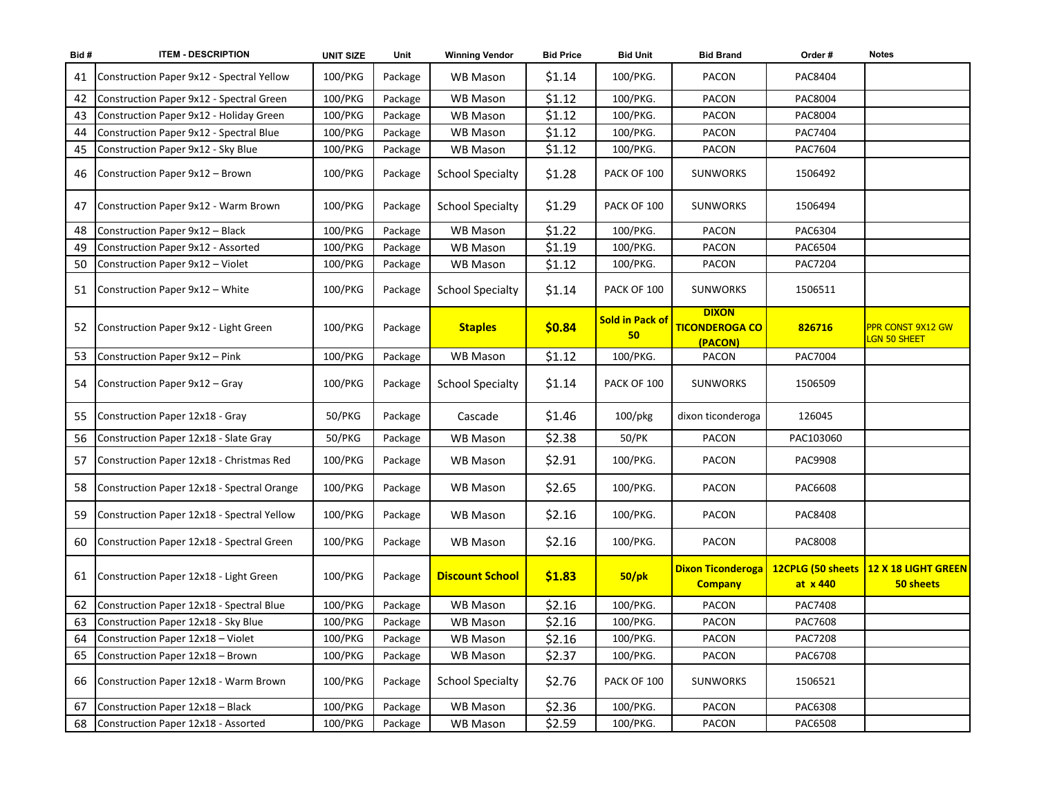| Bid # | ITEM - DESCRIPTION | UNIT SIZE | Unit | Winning Vendor | Bid Price | Bid Unit | Bid Brand | Order # | Notes |
|---|---|---|---|---|---|---|---|---|---|
| 41 | Construction Paper 9x12 - Spectral Yellow | 100/PKG | Package | WB Mason | $1.14 | 100/PKG. | PACON | PAC8404 | |
| 42 | Construction Paper 9x12 - Spectral Green | 100/PKG | Package | WB Mason | $1.12 | 100/PKG. | PACON | PAC8004 | |
| 43 | Construction Paper 9x12 - Holiday Green | 100/PKG | Package | WB Mason | $1.12 | 100/PKG. | PACON | PAC8004 | |
| 44 | Construction Paper 9x12 - Spectral Blue | 100/PKG | Package | WB Mason | $1.12 | 100/PKG. | PACON | PAC7404 | |
| 45 | Construction Paper 9x12 - Sky Blue | 100/PKG | Package | WB Mason | $1.12 | 100/PKG. | PACON | PAC7604 | |
| 46 | Construction Paper 9x12 – Brown | 100/PKG | Package | School Specialty | $1.28 | PACK OF 100 | SUNWORKS | 1506492 | |
| 47 | Construction Paper 9x12 - Warm Brown | 100/PKG | Package | School Specialty | $1.29 | PACK OF 100 | SUNWORKS | 1506494 | |
| 48 | Construction Paper 9x12 – Black | 100/PKG | Package | WB Mason | $1.22 | 100/PKG. | PACON | PAC6304 | |
| 49 | Construction Paper 9x12 - Assorted | 100/PKG | Package | WB Mason | $1.19 | 100/PKG. | PACON | PAC6504 | |
| 50 | Construction Paper 9x12 – Violet | 100/PKG | Package | WB Mason | $1.12 | 100/PKG. | PACON | PAC7204 | |
| 51 | Construction Paper 9x12 – White | 100/PKG | Package | School Specialty | $1.14 | PACK OF 100 | SUNWORKS | 1506511 | |
| 52 | Construction Paper 9x12 - Light Green | 100/PKG | Package | **Staples** | **$0.84** | **Sold in Pack of 50** | **DIXON TICONDEROGA CO (PACON)** | **826716** | PPR CONST 9X12 GW LGN 50 SHEET |
| 53 | Construction Paper 9x12 – Pink | 100/PKG | Package | WB Mason | $1.12 | 100/PKG. | PACON | PAC7004 | |
| 54 | Construction Paper 9x12 – Gray | 100/PKG | Package | School Specialty | $1.14 | PACK OF 100 | SUNWORKS | 1506509 | |
| 55 | Construction Paper 12x18 - Gray | 50/PKG | Package | Cascade | $1.46 | 100/pkg | dixon ticonderoga | 126045 | |
| 56 | Construction Paper 12x18 - Slate Gray | 50/PKG | Package | WB Mason | $2.38 | 50/PK | PACON | PAC103060 | |
| 57 | Construction Paper 12x18 - Christmas Red | 100/PKG | Package | WB Mason | $2.91 | 100/PKG. | PACON | PAC9908 | |
| 58 | Construction Paper 12x18 - Spectral Orange | 100/PKG | Package | WB Mason | $2.65 | 100/PKG. | PACON | PAC6608 | |
| 59 | Construction Paper 12x18 - Spectral Yellow | 100/PKG | Package | WB Mason | $2.16 | 100/PKG. | PACON | PAC8408 | |
| 60 | Construction Paper 12x18 - Spectral Green | 100/PKG | Package | WB Mason | $2.16 | 100/PKG. | PACON | PAC8008 | |
| 61 | Construction Paper 12x18 - Light Green | 100/PKG | Package | **Discount School** | **$1.83** | **50/pk** | **Dixon Ticonderoga Company** | **12CPLG (50 sheets at x 440** | **12 X 18 LIGHT GREEN 50 sheets** |
| 62 | Construction Paper 12x18 - Spectral Blue | 100/PKG | Package | WB Mason | $2.16 | 100/PKG. | PACON | PAC7408 | |
| 63 | Construction Paper 12x18 - Sky Blue | 100/PKG | Package | WB Mason | $2.16 | 100/PKG. | PACON | PAC7608 | |
| 64 | Construction Paper 12x18 – Violet | 100/PKG | Package | WB Mason | $2.16 | 100/PKG. | PACON | PAC7208 | |
| 65 | Construction Paper 12x18 – Brown | 100/PKG | Package | WB Mason | $2.37 | 100/PKG. | PACON | PAC6708 | |
| 66 | Construction Paper 12x18 - Warm Brown | 100/PKG | Package | School Specialty | $2.76 | PACK OF 100 | SUNWORKS | 1506521 | |
| 67 | Construction Paper 12x18 – Black | 100/PKG | Package | WB Mason | $2.36 | 100/PKG. | PACON | PAC6308 | |
| 68 | Construction Paper 12x18 - Assorted | 100/PKG | Package | WB Mason | $2.59 | 100/PKG. | PACON | PAC6508 | |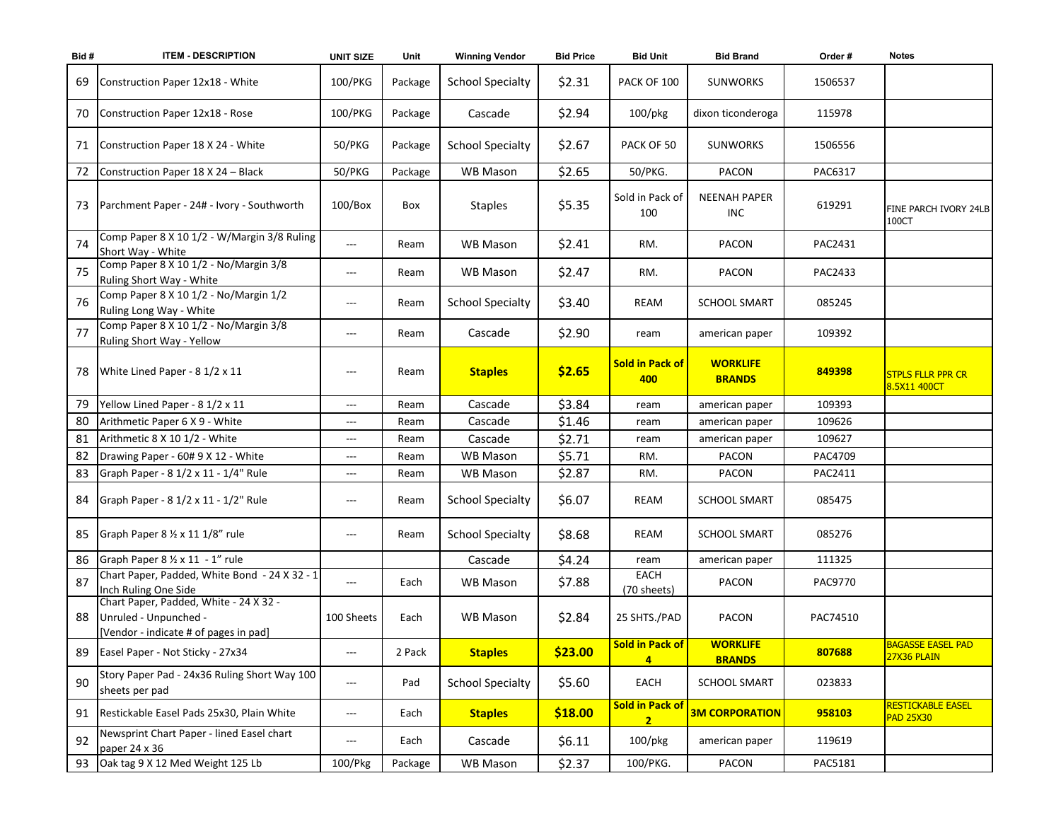| Bid # | ITEM - DESCRIPTION | UNIT SIZE | Unit | Winning Vendor | Bid Price | Bid Unit | Bid Brand | Order # | Notes |
|---|---|---|---|---|---|---|---|---|---|
| 69 | Construction Paper 12x18 - White | 100/PKG | Package | School Specialty | $2.31 | PACK OF 100 | SUNWORKS | 1506537 | |
| 70 | Construction Paper 12x18 - Rose | 100/PKG | Package | Cascade | $2.94 | 100/pkg | dixon ticonderoga | 115978 | |
| 71 | Construction Paper 18 X 24 - White | 50/PKG | Package | School Specialty | $2.67 | PACK OF 50 | SUNWORKS | 1506556 | |
| 72 | Construction Paper 18 X 24 – Black | 50/PKG | Package | WB Mason | $2.65 | 50/PKG. | PACON | PAC6317 | |
| 73 | Parchment Paper - 24# - Ivory - Southworth | 100/Box | Box | Staples | $5.35 | Sold in Pack of 100 | NEENAH PAPER INC | 619291 | FINE PARCH IVORY 24LB 100CT |
| 74 | Comp Paper 8 X 10 1/2 - W/Margin 3/8 Ruling Short Way - White | --- | Ream | WB Mason | $2.41 | RM. | PACON | PAC2431 | |
| 75 | Comp Paper 8 X 10 1/2 - No/Margin 3/8 Ruling Short Way - White | --- | Ream | WB Mason | $2.47 | RM. | PACON | PAC2433 | |
| 76 | Comp Paper 8 X 10 1/2 - No/Margin 1/2 Ruling Long Way - White | --- | Ream | School Specialty | $3.40 | REAM | SCHOOL SMART | 085245 | |
| 77 | Comp Paper 8 X 10 1/2 - No/Margin 3/8 Ruling Short Way - Yellow | --- | Ream | Cascade | $2.90 | ream | american paper | 109392 | |
| 78 | White Lined Paper - 8 1/2 x 11 | --- | Ream | **Staples** | **$2.65** | **Sold in Pack of 400** | **WORKLIFE BRANDS** | **849398** | STPLS FLLR PPR CR 8.5X11 400CT |
| 79 | Yellow Lined Paper - 8 1/2 x 11 | --- | Ream | Cascade | $3.84 | ream | american paper | 109393 | |
| 80 | Arithmetic Paper 6 X 9 - White | --- | Ream | Cascade | $1.46 | ream | american paper | 109626 | |
| 81 | Arithmetic 8 X 10 1/2 - White | --- | Ream | Cascade | $2.71 | ream | american paper | 109627 | |
| 82 | Drawing Paper - 60# 9 X 12 - White | --- | Ream | WB Mason | $5.71 | RM. | PACON | PAC4709 | |
| 83 | Graph Paper - 8 1/2 x 11 - 1/4" Rule | --- | Ream | WB Mason | $2.87 | RM. | PACON | PAC2411 | |
| 84 | Graph Paper - 8 1/2 x 11 - 1/2" Rule | --- | Ream | School Specialty | $6.07 | REAM | SCHOOL SMART | 085475 | |
| 85 | Graph Paper 8 ½ x 11 1/8" rule | --- | Ream | School Specialty | $8.68 | REAM | SCHOOL SMART | 085276 | |
| 86 | Graph Paper 8 ½ x 11 - 1" rule | | | Cascade | $4.24 | ream | american paper | 111325 | |
| 87 | Chart Paper, Padded, White Bond - 24 X 32 - 1 Inch Ruling One Side | --- | Each | WB Mason | $7.88 | EACH (70 sheets) | PACON | PAC9770 | |
| 88 | Chart Paper, Padded, White - 24 X 32 - Unruled - Unpunched - [Vendor - indicate # of pages in pad] | 100 Sheets | Each | WB Mason | $2.84 | 25 SHTS./PAD | PACON | PAC74510 | |
| 89 | Easel Paper - Not Sticky - 27x34 | --- | 2 Pack | **Staples** | **$23.00** | **Sold in Pack of 4** | **WORKLIFE BRANDS** | **807688** | BAGASSE EASEL PAD 27X36 PLAIN |
| 90 | Story Paper Pad - 24x36 Ruling Short Way 100 sheets per pad | --- | Pad | School Specialty | $5.60 | EACH | SCHOOL SMART | 023833 | |
| 91 | Restickable Easel Pads 25x30, Plain White | --- | Each | **Staples** | **$18.00** | **Sold in Pack of 2** | **3M CORPORATION** | **958103** | RESTICKABLE EASEL PAD 25X30 |
| 92 | Newsprint Chart Paper - lined Easel chart paper 24 x 36 | --- | Each | Cascade | $6.11 | 100/pkg | american paper | 119619 | |
| 93 | Oak tag 9 X 12 Med Weight 125 Lb | 100/Pkg | Package | WB Mason | $2.37 | 100/PKG. | PACON | PAC5181 | |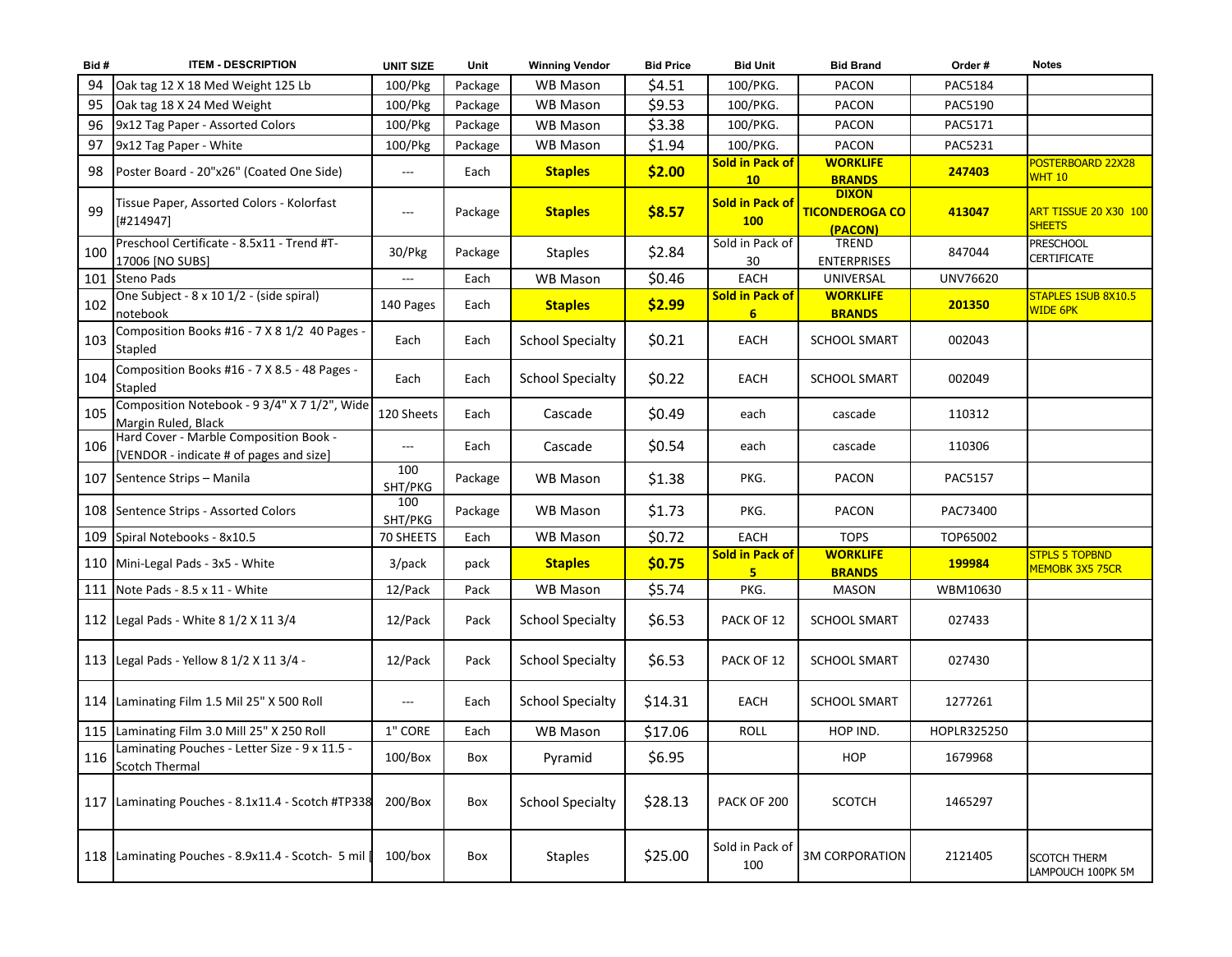| Bid # | ITEM - DESCRIPTION | UNIT SIZE | Unit | Winning Vendor | Bid Price | Bid Unit | Bid Brand | Order # | Notes |
|---|---|---|---|---|---|---|---|---|---|
| 94 | Oak tag 12 X 18 Med Weight 125 Lb | 100/Pkg | Package | WB Mason | $4.51 | 100/PKG. | PACON | PAC5184 | |
| 95 | Oak tag 18 X 24 Med Weight | 100/Pkg | Package | WB Mason | $9.53 | 100/PKG. | PACON | PAC5190 | |
| 96 | 9x12 Tag Paper - Assorted Colors | 100/Pkg | Package | WB Mason | $3.38 | 100/PKG. | PACON | PAC5171 | |
| 97 | 9x12 Tag Paper - White | 100/Pkg | Package | WB Mason | $1.94 | 100/PKG. | PACON | PAC5231 | |
| 98 | Poster Board - 20"x26" (Coated One Side) | --- | Each | **Staples** | **$2.00** | **Sold in Pack of 10** | **WORKLIFE BRANDS** | **247403** | POSTERBOARD 22X28 WHT 10 |
| 99 | Tissue Paper, Assorted Colors - Kolorfast [#214947] | --- | Package | **Staples** | **$8.57** | **Sold in Pack of 100** | **DIXON TICONDEROGA CO (PACON)** | **413047** | ART TISSUE 20 X30 100 SHEETS |
| 100 | Preschool Certificate - 8.5x11 - Trend #T-17006 [NO SUBS] | 30/Pkg | Package | Staples | $2.84 | Sold in Pack of 30 | TREND ENTERPRISES | 847044 | PRESCHOOL CERTIFICATE |
| 101 | Steno Pads | --- | Each | WB Mason | $0.46 | EACH | UNIVERSAL | UNV76620 | |
| 102 | One Subject - 8 x 10 1/2 - (side spiral) notebook | 140 Pages | Each | **Staples** | **$2.99** | **Sold in Pack of 6** | **WORKLIFE BRANDS** | **201350** | STAPLES 1SUB 8X10.5 WIDE 6PK |
| 103 | Composition Books #16 - 7 X 8 1/2 40 Pages - Stapled | Each | Each | School Specialty | $0.21 | EACH | SCHOOL SMART | 002043 | |
| 104 | Composition Books #16 - 7 X 8.5 - 48 Pages - Stapled | Each | Each | School Specialty | $0.22 | EACH | SCHOOL SMART | 002049 | |
| 105 | Composition Notebook - 9 3/4" X 7 1/2", Wide Margin Ruled, Black | 120 Sheets | Each | Cascade | $0.49 | each | cascade | 110312 | |
| 106 | Hard Cover - Marble Composition Book - [VENDOR - indicate # of pages and size] | --- | Each | Cascade | $0.54 | each | cascade | 110306 | |
| 107 | Sentence Strips – Manila | 100 SHT/PKG | Package | WB Mason | $1.38 | PKG. | PACON | PAC5157 | |
| 108 | Sentence Strips - Assorted Colors | 100 SHT/PKG | Package | WB Mason | $1.73 | PKG. | PACON | PAC73400 | |
| 109 | Spiral Notebooks - 8x10.5 | 70 SHEETS | Each | WB Mason | $0.72 | EACH | TOPS | TOP65002 | |
| 110 | Mini-Legal Pads - 3x5 - White | 3/pack | pack | **Staples** | **$0.75** | **Sold in Pack of 5** | **WORKLIFE BRANDS** | **199984** | STPLS 5 TOPBND MEMOBK 3X5 75CR |
| 111 | Note Pads - 8.5 x 11 - White | 12/Pack | Pack | WB Mason | $5.74 | PKG. | MASON | WBM10630 | |
| 112 | Legal Pads - White 8 1/2 X 11 3/4 | 12/Pack | Pack | School Specialty | $6.53 | PACK OF 12 | SCHOOL SMART | 027433 | |
| 113 | Legal Pads - Yellow 8 1/2 X 11 3/4 - | 12/Pack | Pack | School Specialty | $6.53 | PACK OF 12 | SCHOOL SMART | 027430 | |
| 114 | Laminating Film 1.5 Mil 25" X 500 Roll | --- | Each | School Specialty | $14.31 | EACH | SCHOOL SMART | 1277261 | |
| 115 | Laminating Film 3.0 Mill 25" X 250 Roll | 1" CORE | Each | WB Mason | $17.06 | ROLL | HOP IND. | HOPLR325250 | |
| 116 | Laminating Pouches - Letter Size - 9 x 11.5 - Scotch Thermal | 100/Box | Box | Pyramid | $6.95 | | HOP | 1679968 | |
| 117 | Laminating Pouches - 8.1x11.4 - Scotch #TP338 | 200/Box | Box | School Specialty | $28.13 | PACK OF 200 | SCOTCH | 1465297 | |
| 118 | Laminating Pouches - 8.9x11.4 - Scotch- 5 mil [ | 100/box | Box | Staples | $25.00 | Sold in Pack of 100 | 3M CORPORATION | 2121405 | SCOTCH THERM LAMPOUCH 100PK 5M |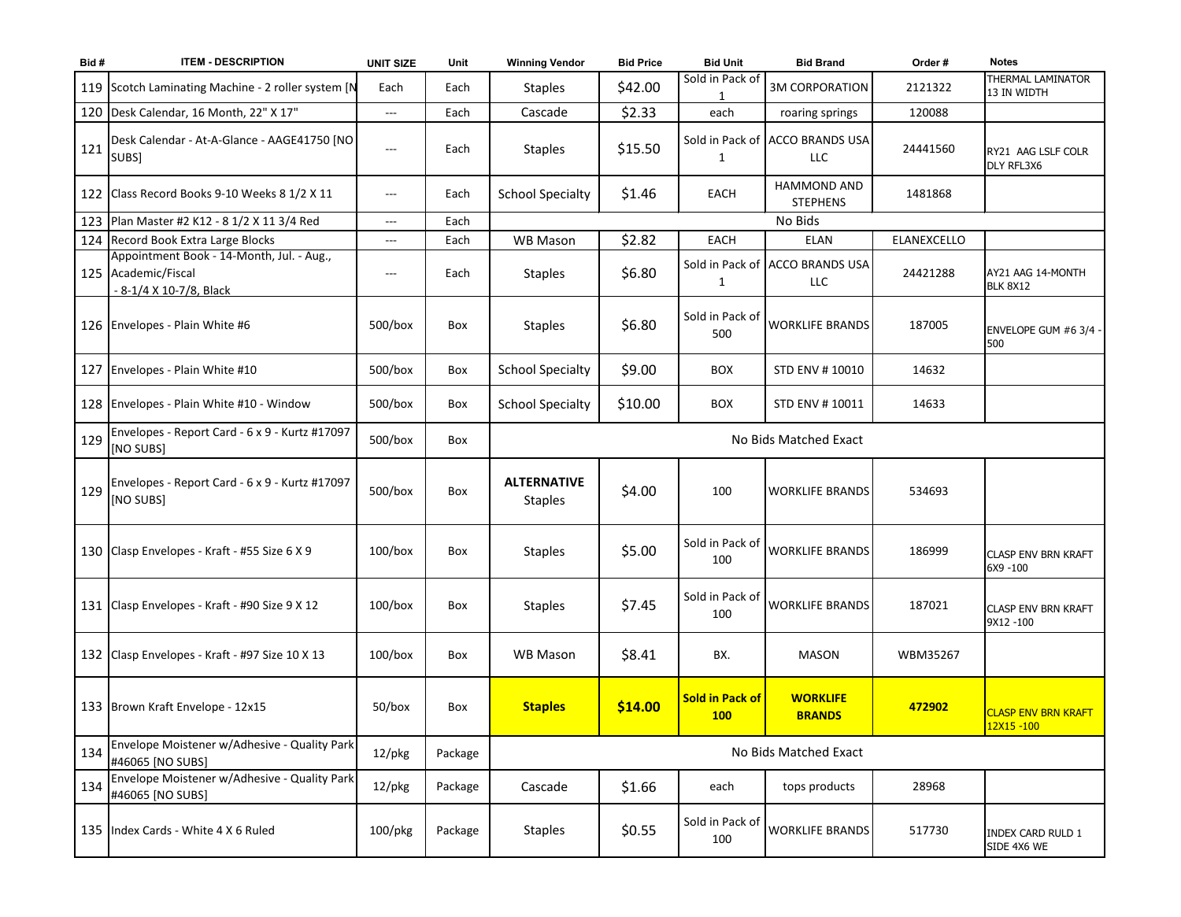| Bid # | ITEM - DESCRIPTION | UNIT SIZE | Unit | Winning Vendor | Bid Price | Bid Unit | Bid Brand | Order # | Notes |
|---|---|---|---|---|---|---|---|---|---|
| 119 | Scotch Laminating Machine - 2 roller system [N | Each | Each | Staples | $42.00 | Sold in Pack of 1 | 3M CORPORATION | 2121322 | THERMAL LAMINATOR 13 IN WIDTH |
| 120 | Desk Calendar, 16 Month, 22" X 17" | --- | Each | Cascade | $2.33 | each | roaring springs | 120088 | |
| 121 | Desk Calendar - At-A-Glance - AAGE41750 [NO SUBS] | --- | Each | Staples | $15.50 | Sold in Pack of 1 | ACCO BRANDS USA LLC | 24441560 | RY21 AAG LSLF COLR DLY RFL3X6 |
| 122 | Class Record Books 9-10 Weeks 8 1/2 X 11 | --- | Each | School Specialty | $1.46 | EACH | HAMMOND AND STEPHENS | 1481868 | |
| 123 | Plan Master #2 K12 - 8 1/2 X 11 3/4 Red | --- | Each | No Bids | | | | | |
| 124 | Record Book Extra Large Blocks | --- | Each | WB Mason | $2.82 | EACH | ELAN | ELANEXCELLO | |
| 125 | Appointment Book - 14-Month, Jul. - Aug., Academic/Fiscal - 8-1/4 X 10-7/8, Black | --- | Each | Staples | $6.80 | Sold in Pack of 1 | ACCO BRANDS USA LLC | 24421288 | AY21 AAG 14-MONTH BLK 8X12 |
| 126 | Envelopes - Plain White #6 | 500/box | Box | Staples | $6.80 | Sold in Pack of 500 | WORKLIFE BRANDS | 187005 | ENVELOPE GUM #6 3/4 - 500 |
| 127 | Envelopes - Plain White #10 | 500/box | Box | School Specialty | $9.00 | BOX | STD ENV # 10010 | 14632 | |
| 128 | Envelopes - Plain White #10 - Window | 500/box | Box | School Specialty | $10.00 | BOX | STD ENV # 10011 | 14633 | |
| 129 | Envelopes - Report Card - 6 x 9 - Kurtz #17097 [NO SUBS] | 500/box | Box | No Bids Matched Exact | | | | | |
| 129 | Envelopes - Report Card - 6 x 9 - Kurtz #17097 [NO SUBS] | 500/box | Box | **ALTERNATIVE** Staples | $4.00 | 100 | WORKLIFE BRANDS | 534693 | |
| 130 | Clasp Envelopes - Kraft - #55 Size 6 X 9 | 100/box | Box | Staples | $5.00 | Sold in Pack of 100 | WORKLIFE BRANDS | 186999 | CLASP ENV BRN KRAFT 6X9 -100 |
| 131 | Clasp Envelopes - Kraft - #90 Size 9 X 12 | 100/box | Box | Staples | $7.45 | Sold in Pack of 100 | WORKLIFE BRANDS | 187021 | CLASP ENV BRN KRAFT 9X12 -100 |
| 132 | Clasp Envelopes - Kraft - #97 Size 10 X 13 | 100/box | Box | WB Mason | $8.41 | BX. | MASON | WBM35267 | |
| 133 | Brown Kraft Envelope - 12x15 | 50/box | Box | **Staples** | **$14.00** | **Sold in Pack of 100** | **WORKLIFE BRANDS** | **472902** | CLASP ENV BRN KRAFT 12X15 -100 |
| 134 | Envelope Moistener w/Adhesive - Quality Park #46065 [NO SUBS] | 12/pkg | Package | No Bids Matched Exact | | | | | |
| 134 | Envelope Moistener w/Adhesive - Quality Park #46065 [NO SUBS] | 12/pkg | Package | Cascade | $1.66 | each | tops products | 28968 | |
| 135 | Index Cards - White 4 X 6 Ruled | 100/pkg | Package | Staples | $0.55 | Sold in Pack of 100 | WORKLIFE BRANDS | 517730 | INDEX CARD RULD 1 SIDE 4X6 WE |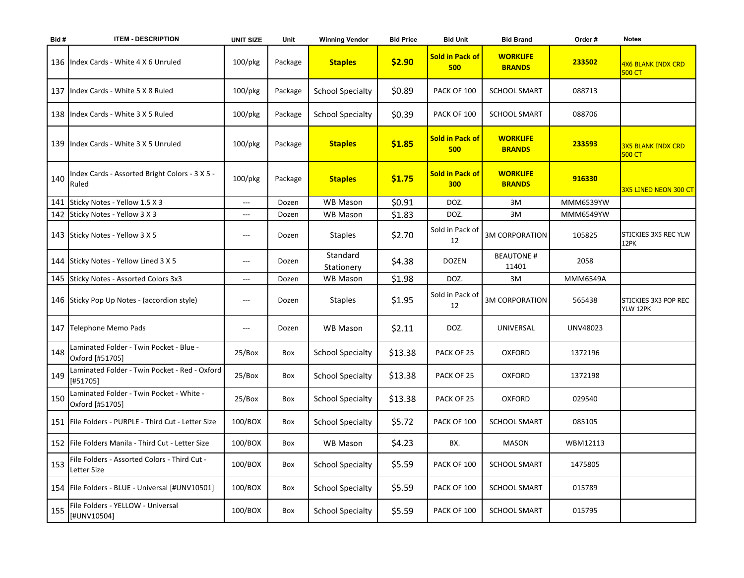| Bid # | ITEM - DESCRIPTION | UNIT SIZE | Unit | Winning Vendor | Bid Price | Bid Unit | Bid Brand | Order # | Notes |
|---|---|---|---|---|---|---|---|---|---|
| 136 | Index Cards - White 4 X 6 Unruled | 100/pkg | Package | **Staples** | **$2.90** | **Sold in Pack of 500** | **WORKLIFE BRANDS** | **233502** | 4X6 BLANK INDX CRD 500 CT |
| 137 | Index Cards - White 5 X 8 Ruled | 100/pkg | Package | School Specialty | $0.89 | PACK OF 100 | SCHOOL SMART | 088713 | |
| 138 | Index Cards - White 3 X 5 Ruled | 100/pkg | Package | School Specialty | $0.39 | PACK OF 100 | SCHOOL SMART | 088706 | |
| 139 | Index Cards - White 3 X 5 Unruled | 100/pkg | Package | **Staples** | **$1.85** | **Sold in Pack of 500** | **WORKLIFE BRANDS** | **233593** | 3X5 BLANK INDX CRD 500 CT |
| 140 | Index Cards - Assorted Bright Colors - 3 X 5 - Ruled | 100/pkg | Package | **Staples** | **$1.75** | **Sold in Pack of 300** | **WORKLIFE BRANDS** | **916330** | 3X5 LINED NEON 300 CT |
| 141 | Sticky Notes - Yellow 1.5 X 3 | --- | Dozen | WB Mason | $0.91 | DOZ. | 3M | MMM6539YW | |
| 142 | Sticky Notes - Yellow 3 X 3 | --- | Dozen | WB Mason | $1.83 | DOZ. | 3M | MMM6549YW | |
| 143 | Sticky Notes - Yellow 3 X 5 | --- | Dozen | Staples | $2.70 | Sold in Pack of 12 | 3M CORPORATION | 105825 | STICKIES 3X5 REC YLW 12PK |
| 144 | Sticky Notes - Yellow Lined 3 X 5 | --- | Dozen | Standard Stationery | $4.38 | DOZEN | BEAUTONE # 11401 | 2058 | |
| 145 | Sticky Notes - Assorted Colors 3x3 | --- | Dozen | WB Mason | $1.98 | DOZ. | 3M | MMM6549A | |
| 146 | Sticky Pop Up Notes - (accordion style) | --- | Dozen | Staples | $1.95 | Sold in Pack of 12 | 3M CORPORATION | 565438 | STICKIES 3X3 POP REC YLW 12PK |
| 147 | Telephone Memo Pads | --- | Dozen | WB Mason | $2.11 | DOZ. | UNIVERSAL | UNV48023 | |
| 148 | Laminated Folder - Twin Pocket - Blue - Oxford [#51705] | 25/Box | Box | School Specialty | $13.38 | PACK OF 25 | OXFORD | 1372196 | |
| 149 | Laminated Folder - Twin Pocket - Red - Oxford [#51705] | 25/Box | Box | School Specialty | $13.38 | PACK OF 25 | OXFORD | 1372198 | |
| 150 | Laminated Folder - Twin Pocket - White - Oxford [#51705] | 25/Box | Box | School Specialty | $13.38 | PACK OF 25 | OXFORD | 029540 | |
| 151 | File Folders - PURPLE - Third Cut - Letter Size | 100/BOX | Box | School Specialty | $5.72 | PACK OF 100 | SCHOOL SMART | 085105 | |
| 152 | File Folders Manila - Third Cut - Letter Size | 100/BOX | Box | WB Mason | $4.23 | BX. | MASON | WBM12113 | |
| 153 | File Folders - Assorted Colors - Third Cut - Letter Size | 100/BOX | Box | School Specialty | $5.59 | PACK OF 100 | SCHOOL SMART | 1475805 | |
| 154 | File Folders - BLUE - Universal [#UNV10501] | 100/BOX | Box | School Specialty | $5.59 | PACK OF 100 | SCHOOL SMART | 015789 | |
| 155 | File Folders - YELLOW - Universal [#UNV10504] | 100/BOX | Box | School Specialty | $5.59 | PACK OF 100 | SCHOOL SMART | 015795 | |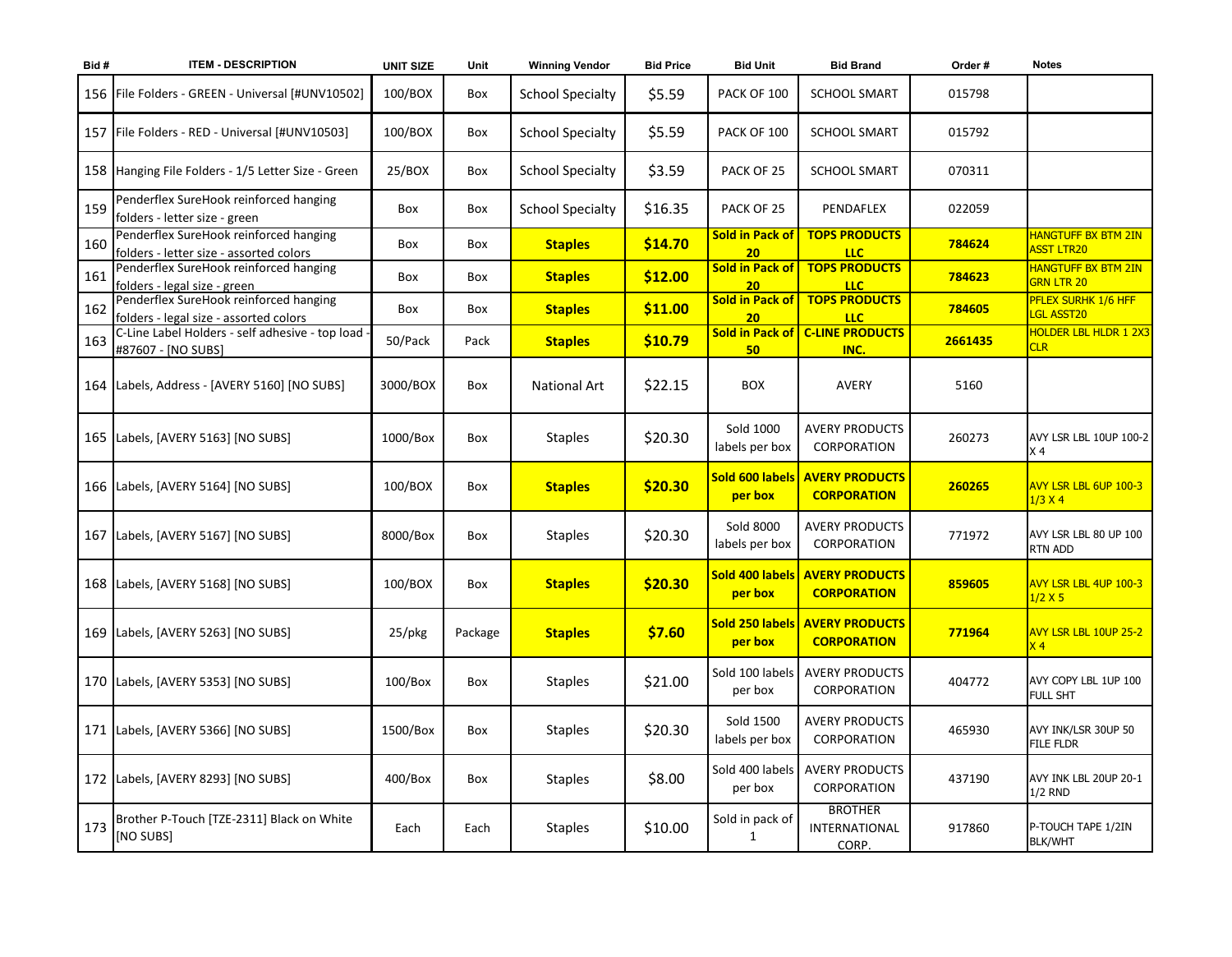| Bid # | ITEM - DESCRIPTION | UNIT SIZE | Unit | Winning Vendor | Bid Price | Bid Unit | Bid Brand | Order # | Notes |
|---|---|---|---|---|---|---|---|---|---|
| 156 | File Folders - GREEN - Universal [#UNV10502] | 100/BOX | Box | School Specialty | $5.59 | PACK OF 100 | SCHOOL SMART | 015798 | |
| 157 | File Folders - RED - Universal [#UNV10503] | 100/BOX | Box | School Specialty | $5.59 | PACK OF 100 | SCHOOL SMART | 015792 | |
| 158 | Hanging File Folders - 1/5 Letter Size - Green | 25/BOX | Box | School Specialty | $3.59 | PACK OF 25 | SCHOOL SMART | 070311 | |
| 159 | Penderflex SureHook reinforced hanging folders - letter size - green | Box | Box | School Specialty | $16.35 | PACK OF 25 | PENDAFLEX | 022059 | |
| 160 | Penderflex SureHook reinforced hanging folders - letter size - assorted colors | Box | Box | **Staples** | **$14.70** | **Sold in Pack of 20** | **TOPS PRODUCTS LLC** | **784624** | HANGTUFF BX BTM 2IN ASST LTR20 |
| 161 | Penderflex SureHook reinforced hanging folders - legal size - green | Box | Box | **Staples** | **$12.00** | **Sold in Pack of 20** | **TOPS PRODUCTS LLC** | **784623** | HANGTUFF BX BTM 2IN GRN LTR 20 |
| 162 | Penderflex SureHook reinforced hanging folders - legal size - assorted colors | Box | Box | **Staples** | **$11.00** | **Sold in Pack of 20** | **TOPS PRODUCTS LLC** | **784605** | PFLEX SURHK 1/6 HFF LGL ASST20 |
| 163 | C-Line Label Holders - self adhesive - top load - #87607 - [NO SUBS] | 50/Pack | Pack | **Staples** | **$10.79** | **Sold in Pack of 50** | **C-LINE PRODUCTS INC.** | **2661435** | HOLDER LBL HLDR 1 2X3 CLR |
| 164 | Labels, Address - [AVERY 5160] [NO SUBS] | 3000/BOX | Box | National Art | $22.15 | BOX | AVERY | 5160 | |
| 165 | Labels, [AVERY 5163] [NO SUBS] | 1000/Box | Box | Staples | $20.30 | Sold 1000 labels per box | AVERY PRODUCTS CORPORATION | 260273 | AVY LSR LBL 10UP 100-2 X 4 |
| 166 | Labels, [AVERY 5164] [NO SUBS] | 100/BOX | Box | **Staples** | **$20.30** | **Sold 600 labels per box** | **AVERY PRODUCTS CORPORATION** | **260265** | AVY LSR LBL 6UP 100-3 1/3 X 4 |
| 167 | Labels, [AVERY 5167] [NO SUBS] | 8000/Box | Box | Staples | $20.30 | Sold 8000 labels per box | AVERY PRODUCTS CORPORATION | 771972 | AVY LSR LBL 80 UP 100 RTN ADD |
| 168 | Labels, [AVERY 5168] [NO SUBS] | 100/BOX | Box | **Staples** | **$20.30** | **Sold 400 labels per box** | **AVERY PRODUCTS CORPORATION** | **859605** | AVY LSR LBL 4UP 100-3 1/2 X 5 |
| 169 | Labels, [AVERY 5263] [NO SUBS] | 25/pkg | Package | **Staples** | **$7.60** | **Sold 250 labels per box** | **AVERY PRODUCTS CORPORATION** | **771964** | AVY LSR LBL 10UP 25-2 X 4 |
| 170 | Labels, [AVERY 5353] [NO SUBS] | 100/Box | Box | Staples | $21.00 | Sold 100 labels per box | AVERY PRODUCTS CORPORATION | 404772 | AVY COPY LBL 1UP 100 FULL SHT |
| 171 | Labels, [AVERY 5366] [NO SUBS] | 1500/Box | Box | Staples | $20.30 | Sold 1500 labels per box | AVERY PRODUCTS CORPORATION | 465930 | AVY INK/LSR 30UP 50 FILE FLDR |
| 172 | Labels, [AVERY 8293] [NO SUBS] | 400/Box | Box | Staples | $8.00 | Sold 400 labels per box | AVERY PRODUCTS CORPORATION | 437190 | AVY INK LBL 20UP 20-1 1/2 RND |
| 173 | Brother P-Touch [TZE-2311] Black on White [NO SUBS] | Each | Each | Staples | $10.00 | Sold in pack of 1 | BROTHER INTERNATIONAL CORP. | 917860 | P-TOUCH TAPE 1/2IN BLK/WHT |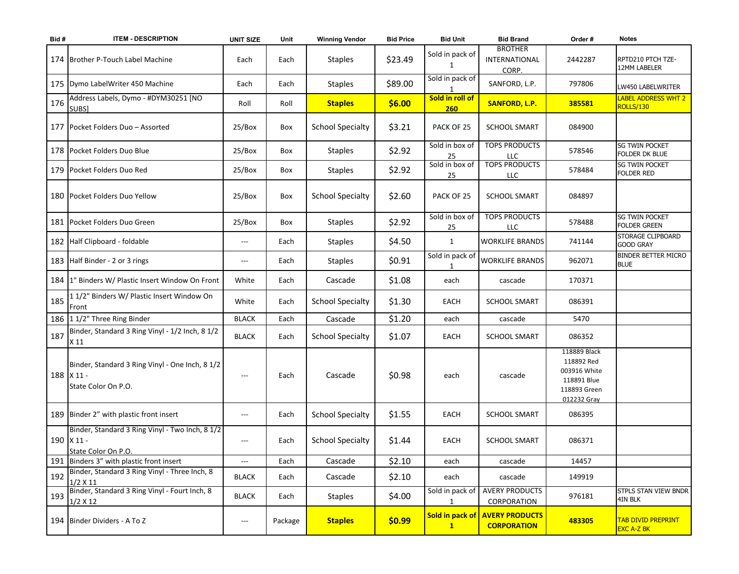| Bid # | ITEM - DESCRIPTION | UNIT SIZE | Unit | Winning Vendor | Bid Price | Bid Unit | Bid Brand | Order # | Notes |
|---|---|---|---|---|---|---|---|---|---|
| 174 | Brother P-Touch Label Machine | Each | Each | Staples | $23.49 | Sold in pack of 1 | BROTHER INTERNATIONAL CORP. | 2442287 | RPTD210 PTCH TZE-12MM LABELER |
| 175 | Dymo LabelWriter 450 Machine | Each | Each | Staples | $89.00 | Sold in pack of 1 | SANFORD, L.P. | 797806 | LW450 LABELWRITER |
| 176 | Address Labels, Dymo - #DYM30251 [NO SUBS] | Roll | Roll | **Staples** | **$6.00** | **Sold in roll of 260** | **SANFORD, L.P.** | **385581** | LABEL ADDRESS WHT 2 ROLLS/130 |
| 177 | Pocket Folders Duo – Assorted | 25/Box | Box | School Specialty | $3.21 | PACK OF 25 | SCHOOL SMART | 084900 | |
| 178 | Pocket Folders Duo Blue | 25/Box | Box | Staples | $2.92 | Sold in box of 25 | TOPS PRODUCTS LLC | 578546 | SG TWIN POCKET FOLDER DK BLUE |
| 179 | Pocket Folders Duo Red | 25/Box | Box | Staples | $2.92 | Sold in box of 25 | TOPS PRODUCTS LLC | 578484 | SG TWIN POCKET FOLDER RED |
| 180 | Pocket Folders Duo Yellow | 25/Box | Box | School Specialty | $2.60 | PACK OF 25 | SCHOOL SMART | 084897 | |
| 181 | Pocket Folders Duo Green | 25/Box | Box | Staples | $2.92 | Sold in box of 25 | TOPS PRODUCTS LLC | 578488 | SG TWIN POCKET FOLDER GREEN |
| 182 | Half Clipboard - foldable | --- | Each | Staples | $4.50 | 1 | WORKLIFE BRANDS | 741144 | STORAGE CLIPBOARD GOOD GRAY |
| 183 | Half Binder - 2 or 3 rings | --- | Each | Staples | $0.91 | Sold in pack of 1 | WORKLIFE BRANDS | 962071 | BINDER BETTER MICRO BLUE |
| 184 | 1" Binders W/ Plastic Insert Window On Front | White | Each | Cascade | $1.08 | each | cascade | 170371 | |
| 185 | 1 1/2" Binders W/ Plastic Insert Window On Front | White | Each | School Specialty | $1.30 | EACH | SCHOOL SMART | 086391 | |
| 186 | 1 1/2" Three Ring Binder | BLACK | Each | Cascade | $1.20 | each | cascade | 5470 | |
| 187 | Binder, Standard 3 Ring Vinyl - 1/2 Inch, 8 1/2 X 11 | BLACK | Each | School Specialty | $1.07 | EACH | SCHOOL SMART | 086352 | |
| 188 | Binder, Standard 3 Ring Vinyl - One Inch, 8 1/2 X 11 - State Color On P.O. | --- | Each | Cascade | $0.98 | each | cascade | 118889 Black 118892 Red 003916 White 118891 Blue 118893 Green 012232 Gray | |
| 189 | Binder 2" with plastic front insert | --- | Each | School Specialty | $1.55 | EACH | SCHOOL SMART | 086395 | |
| 190 | Binder, Standard 3 Ring Vinyl - Two Inch, 8 1/2 X 11 - State Color On P.O. | --- | Each | School Specialty | $1.44 | EACH | SCHOOL SMART | 086371 | |
| 191 | Binders 3" with plastic front insert | --- | Each | Cascade | $2.10 | each | cascade | 14457 | |
| 192 | Binder, Standard 3 Ring Vinyl - Three Inch, 8 1/2 X 11 | BLACK | Each | Cascade | $2.10 | each | cascade | 149919 | |
| 193 | Binder, Standard 3 Ring Vinyl - Fourt Inch, 8 1/2 X 12 | BLACK | Each | Staples | $4.00 | Sold in pack of 1 | AVERY PRODUCTS CORPORATION | 976181 | STPLS STAN VIEW BNDR 4IN BLK |
| 194 | Binder Dividers - A To Z | --- | Package | **Staples** | **$0.99** | **Sold in pack of 1** | **AVERY PRODUCTS CORPORATION** | **483305** | TAB DIVID PREPRINT EXC A-Z BK |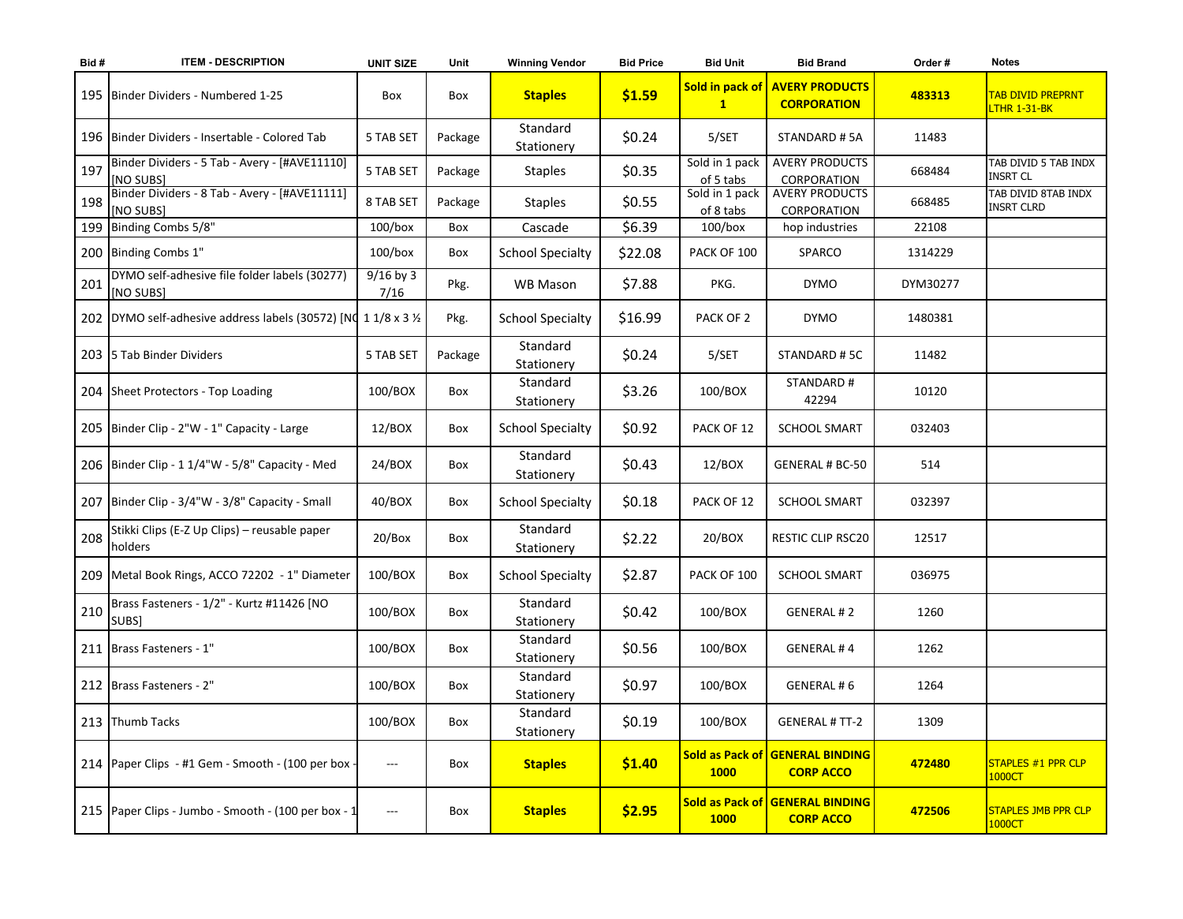| Bid # | ITEM - DESCRIPTION | UNIT SIZE | Unit | Winning Vendor | Bid Price | Bid Unit | Bid Brand | Order # | Notes |
|---|---|---|---|---|---|---|---|---|---|
| 195 | Binder Dividers - Numbered 1-25 | Box | Box | **Staples** | **$1.59** | **Sold in pack of 1** | **AVERY PRODUCTS CORPORATION** | **483313** | TAB DIVID PREPRNT LTHR 1-31-BK |
| 196 | Binder Dividers - Insertable - Colored Tab | 5 TAB SET | Package | Standard Stationery | $0.24 | 5/SET | STANDARD # 5A | 11483 | |
| 197 | Binder Dividers - 5 Tab - Avery - [#AVE11110] [NO SUBS] | 5 TAB SET | Package | Staples | $0.35 | Sold in 1 pack of 5 tabs | AVERY PRODUCTS CORPORATION | 668484 | TAB DIVID 5 TAB INDX INSRT CL |
| 198 | Binder Dividers - 8 Tab - Avery - [#AVE11111] [NO SUBS] | 8 TAB SET | Package | Staples | $0.55 | Sold in 1 pack of 8 tabs | AVERY PRODUCTS CORPORATION | 668485 | TAB DIVID 8TAB INDX INSRT CLRD |
| 199 | Binding Combs 5/8" | 100/box | Box | Cascade | $6.39 | 100/box | hop industries | 22108 | |
| 200 | Binding Combs 1" | 100/box | Box | School Specialty | $22.08 | PACK OF 100 | SPARCO | 1314229 | |
| 201 | DYMO self-adhesive file folder labels (30277) [NO SUBS] | 9/16 by 3 7/16 | Pkg. | WB Mason | $7.88 | PKG. | DYMO | DYM30277 | |
| 202 | DYMO self-adhesive address labels (30572) [NO | 1 1/8 x 3 ½ | Pkg. | School Specialty | $16.99 | PACK OF 2 | DYMO | 1480381 | |
| 203 | 5 Tab Binder Dividers | 5 TAB SET | Package | Standard Stationery | $0.24 | 5/SET | STANDARD # 5C | 11482 | |
| 204 | Sheet Protectors - Top Loading | 100/BOX | Box | Standard Stationery | $3.26 | 100/BOX | STANDARD # 42294 | 10120 | |
| 205 | Binder Clip - 2"W - 1" Capacity - Large | 12/BOX | Box | School Specialty | $0.92 | PACK OF 12 | SCHOOL SMART | 032403 | |
| 206 | Binder Clip - 1 1/4"W - 5/8" Capacity - Med | 24/BOX | Box | Standard Stationery | $0.43 | 12/BOX | GENERAL # BC-50 | 514 | |
| 207 | Binder Clip - 3/4"W - 3/8" Capacity - Small | 40/BOX | Box | School Specialty | $0.18 | PACK OF 12 | SCHOOL SMART | 032397 | |
| 208 | Stikki Clips (E-Z Up Clips) – reusable paper holders | 20/Box | Box | Standard Stationery | $2.22 | 20/BOX | RESTIC CLIP RSC20 | 12517 | |
| 209 | Metal Book Rings, ACCO 72202 - 1" Diameter | 100/BOX | Box | School Specialty | $2.87 | PACK OF 100 | SCHOOL SMART | 036975 | |
| 210 | Brass Fasteners - 1/2" - Kurtz #11426 [NO SUBS] | 100/BOX | Box | Standard Stationery | $0.42 | 100/BOX | GENERAL # 2 | 1260 | |
| 211 | Brass Fasteners - 1" | 100/BOX | Box | Standard Stationery | $0.56 | 100/BOX | GENERAL # 4 | 1262 | |
| 212 | Brass Fasteners - 2" | 100/BOX | Box | Standard Stationery | $0.97 | 100/BOX | GENERAL # 6 | 1264 | |
| 213 | Thumb Tacks | 100/BOX | Box | Standard Stationery | $0.19 | 100/BOX | GENERAL # TT-2 | 1309 | |
| 214 | Paper Clips - #1 Gem - Smooth - (100 per box - | --- | Box | **Staples** | **$1.40** | **Sold as Pack of 1000** | **GENERAL BINDING CORP ACCO** | **472480** | STAPLES #1 PPR CLP 1000CT |
| 215 | Paper Clips - Jumbo - Smooth - (100 per box - 1 | --- | Box | **Staples** | **$2.95** | **Sold as Pack of 1000** | **GENERAL BINDING CORP ACCO** | **472506** | STAPLES JMB PPR CLP 1000CT |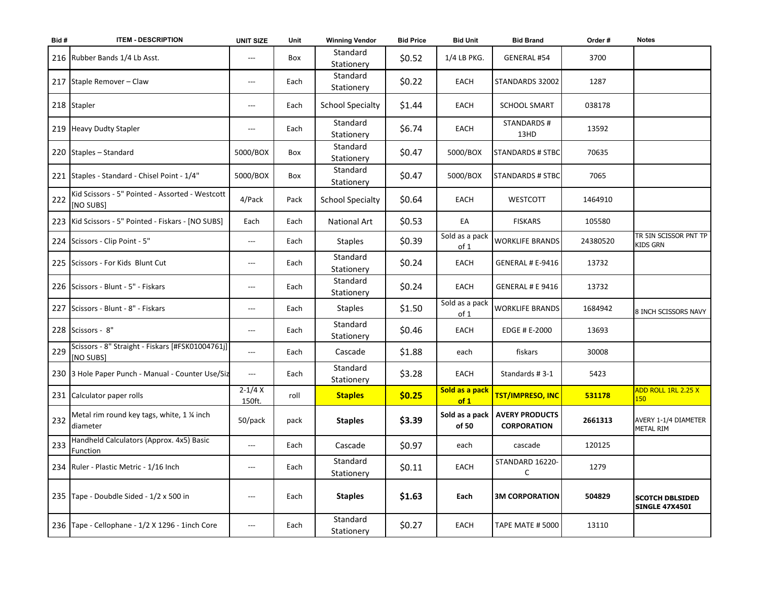| Bid # | ITEM - DESCRIPTION | UNIT SIZE | Unit | Winning Vendor | Bid Price | Bid Unit | Bid Brand | Order # | Notes |
|---|---|---|---|---|---|---|---|---|---|
| 216 | Rubber Bands 1/4 Lb Asst. | --- | Box | Standard Stationery | $0.52 | 1/4 LB PKG. | GENERAL #54 | 3700 | |
| 217 | Staple Remover – Claw | --- | Each | Standard Stationery | $0.22 | EACH | STANDARDS 32002 | 1287 | |
| 218 | Stapler | --- | Each | School Specialty | $1.44 | EACH | SCHOOL SMART | 038178 | |
| 219 | Heavy Dudty Stapler | --- | Each | Standard Stationery | $6.74 | EACH | STANDARDS # 13HD | 13592 | |
| 220 | Staples – Standard | 5000/BOX | Box | Standard Stationery | $0.47 | 5000/BOX | STANDARDS # STBC | 70635 | |
| 221 | Staples - Standard - Chisel Point - 1/4" | 5000/BOX | Box | Standard Stationery | $0.47 | 5000/BOX | STANDARDS # STBC | 7065 | |
| 222 | Kid Scissors - 5" Pointed - Assorted - Westcott [NO SUBS] | 4/Pack | Pack | School Specialty | $0.64 | EACH | WESTCOTT | 1464910 | |
| 223 | Kid Scissors - 5" Pointed - Fiskars - [NO SUBS] | Each | Each | National Art | $0.53 | EA | FISKARS | 105580 | |
| 224 | Scissors - Clip Point - 5" | --- | Each | Staples | $0.39 | Sold as a pack of 1 | WORKLIFE BRANDS | 24380520 | TR 5IN SCISSOR PNT TP KIDS GRN |
| 225 | Scissors - For Kids Blunt Cut | --- | Each | Standard Stationery | $0.24 | EACH | GENERAL # E-9416 | 13732 | |
| 226 | Scissors - Blunt - 5" - Fiskars | --- | Each | Standard Stationery | $0.24 | EACH | GENERAL # E 9416 | 13732 | |
| 227 | Scissors - Blunt - 8" - Fiskars | --- | Each | Staples | $1.50 | Sold as a pack of 1 | WORKLIFE BRANDS | 1684942 | 8 INCH SCISSORS NAVY |
| 228 | Scissors - 8" | --- | Each | Standard Stationery | $0.46 | EACH | EDGE # E-2000 | 13693 | |
| 229 | Scissors - 8" Straight - Fiskars [#FSK01004761j] [NO SUBS] | --- | Each | Cascade | $1.88 | each | fiskars | 30008 | |
| 230 | 3 Hole Paper Punch - Manual - Counter Use/Siz | --- | Each | Standard Stationery | $3.28 | EACH | Standards # 3-1 | 5423 | |
| 231 | Calculator paper rolls | 2-1/4 X 150ft. | roll | **Staples** | **$0.25** | **Sold as a pack of 1** | **TST/IMPRESO, INC** | **531178** | ADD ROLL 1RL 2.25 X 150 |
| 232 | Metal rim round key tags, white, 1 ¼ inch diameter | 50/pack | pack | **Staples** | **$3.39** | **Sold as a pack of 50** | **AVERY PRODUCTS CORPORATION** | **2661313** | AVERY 1-1/4 DIAMETER METAL RIM |
| 233 | Handheld Calculators (Approx. 4x5) Basic Function | --- | Each | Cascade | $0.97 | each | cascade | 120125 | |
| 234 | Ruler - Plastic Metric - 1/16 Inch | --- | Each | Standard Stationery | $0.11 | EACH | STANDARD 16220-C | 1279 | |
| 235 | Tape - Doubdle Sided - 1/2 x 500 in | --- | Each | **Staples** | **$1.63** | **Each** | **3M CORPORATION** | **504829** | **SCOTCH DBLSIDED SINGLE 47X450I** |
| 236 | Tape - Cellophane - 1/2 X 1296 - 1inch Core | --- | Each | Standard Stationery | $0.27 | EACH | TAPE MATE # 5000 | 13110 | |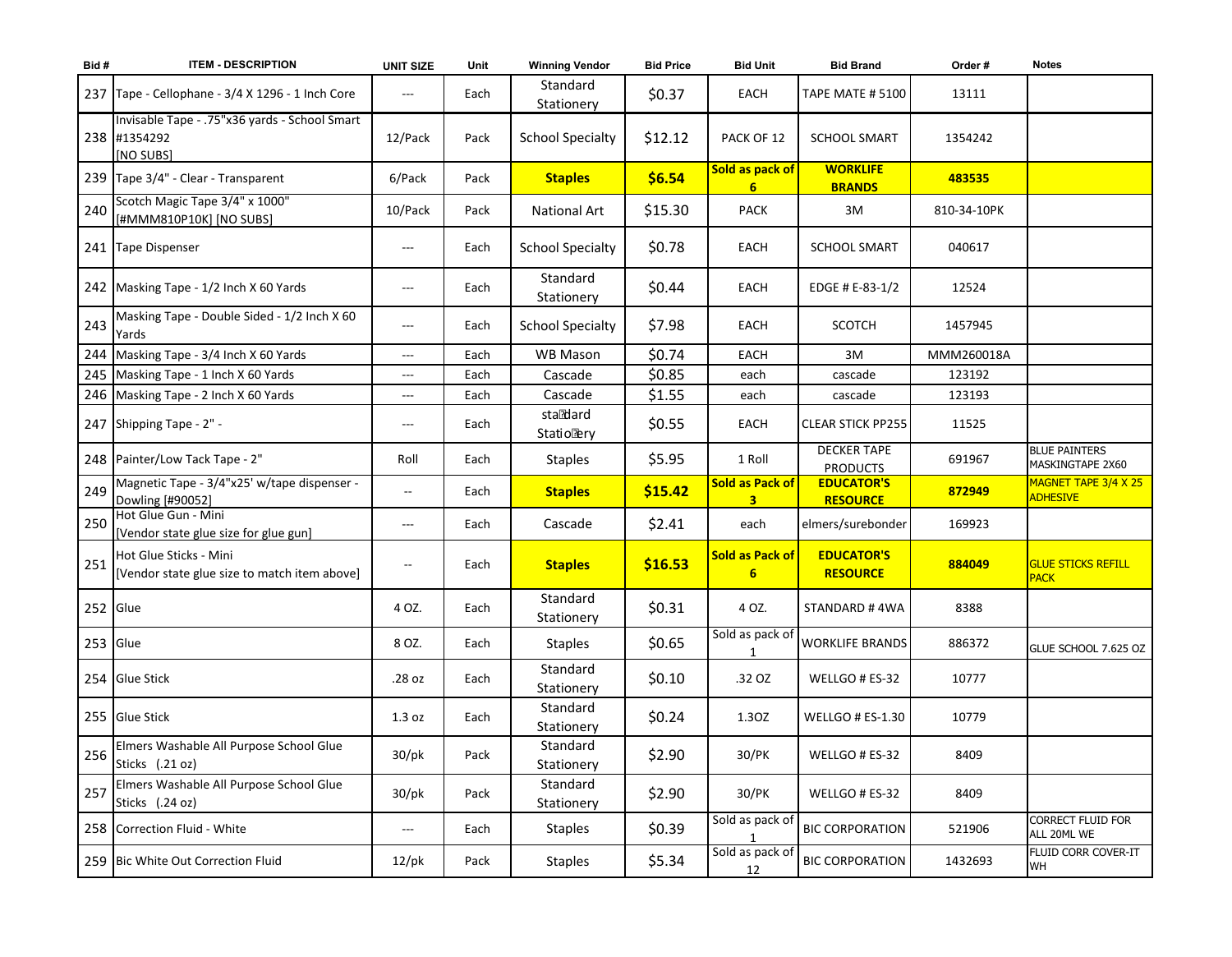| Bid # | ITEM - DESCRIPTION | UNIT SIZE | Unit | Winning Vendor | Bid Price | Bid Unit | Bid Brand | Order # | Notes |
|---|---|---|---|---|---|---|---|---|---|
| 237 | Tape - Cellophane - 3/4 X 1296 - 1 Inch Core | --- | Each | Standard Stationery | $0.37 | EACH | TAPE MATE # 5100 | 13111 | |
| 238 | Invisable Tape - .75"x36 yards - School Smart #1354292 [NO SUBS] | 12/Pack | Pack | School Specialty | $12.12 | PACK OF 12 | SCHOOL SMART | 1354242 | |
| 239 | Tape 3/4" - Clear - Transparent | 6/Pack | Pack | **Staples** | **$6.54** | **Sold as pack of 6** | **WORKLIFE BRANDS** | **483535** | |
| 240 | Scotch Magic Tape 3/4" x 1000" [#MMM810P10K] [NO SUBS] | 10/Pack | Pack | National Art | $15.30 | PACK | 3M | 810-34-10PK | |
| 241 | Tape Dispenser | --- | Each | School Specialty | $0.78 | EACH | SCHOOL SMART | 040617 | |
| 242 | Masking Tape - 1/2 Inch X 60 Yards | --- | Each | Standard Stationery | $0.44 | EACH | EDGE # E-83-1/2 | 12524 | |
| 243 | Masking Tape - Double Sided - 1/2 Inch X 60 Yards | --- | Each | School Specialty | $7.98 | EACH | SCOTCH | 1457945 | |
| 244 | Masking Tape - 3/4 Inch X 60 Yards | --- | Each | WB Mason | $0.74 | EACH | 3M | MMM260018A | |
| 245 | Masking Tape - 1 Inch X 60 Yards | --- | Each | Cascade | $0.85 | each | cascade | 123192 | |
| 246 | Masking Tape - 2 Inch X 60 Yards | --- | Each | Cascade | $1.55 | each | cascade | 123193 | |
| 247 | Shipping Tape - 2" - | --- | Each | standard Stationery | $0.55 | EACH | CLEAR STICK PP255 | 11525 | |
| 248 | Painter/Low Tack Tape - 2" | Roll | Each | Staples | $5.95 | 1 Roll | DECKER TAPE PRODUCTS | 691967 | BLUE PAINTERS MASKINGTAPE 2X60 |
| 249 | Magnetic Tape - 3/4"x25' w/tape dispenser - Dowling [#90052] | -- | Each | **Staples** | **$15.42** | **Sold as Pack of 3** | **EDUCATOR'S RESOURCE** | **872949** | MAGNET TAPE 3/4 X 25 ADHESIVE |
| 250 | Hot Glue Gun - Mini [Vendor state glue size for glue gun] | --- | Each | Cascade | $2.41 | each | elmers/surebonder | 169923 | |
| 251 | Hot Glue Sticks - Mini [Vendor state glue size to match item above] | -- | Each | **Staples** | **$16.53** | **Sold as Pack of 6** | **EDUCATOR'S RESOURCE** | **884049** | GLUE STICKS REFILL PACK |
| 252 | Glue | 4 OZ. | Each | Standard Stationery | $0.31 | 4 OZ. | STANDARD # 4WA | 8388 | |
| 253 | Glue | 8 OZ. | Each | Staples | $0.65 | Sold as pack of 1 | WORKLIFE BRANDS | 886372 | GLUE SCHOOL 7.625 OZ |
| 254 | Glue Stick | .28 oz | Each | Standard Stationery | $0.10 | .32 OZ | WELLGO # ES-32 | 10777 | |
| 255 | Glue Stick | 1.3 oz | Each | Standard Stationery | $0.24 | 1.3OZ | WELLGO # ES-1.30 | 10779 | |
| 256 | Elmers Washable All Purpose School Glue Sticks (.21 oz) | 30/pk | Pack | Standard Stationery | $2.90 | 30/PK | WELLGO # ES-32 | 8409 | |
| 257 | Elmers Washable All Purpose School Glue Sticks (.24 oz) | 30/pk | Pack | Standard Stationery | $2.90 | 30/PK | WELLGO # ES-32 | 8409 | |
| 258 | Correction Fluid - White | --- | Each | Staples | $0.39 | Sold as pack of 1 | BIC CORPORATION | 521906 | CORRECT FLUID FOR ALL 20ML WE |
| 259 | Bic White Out Correction Fluid | 12/pk | Pack | Staples | $5.34 | Sold as pack of 12 | BIC CORPORATION | 1432693 | FLUID CORR COVER-IT WH |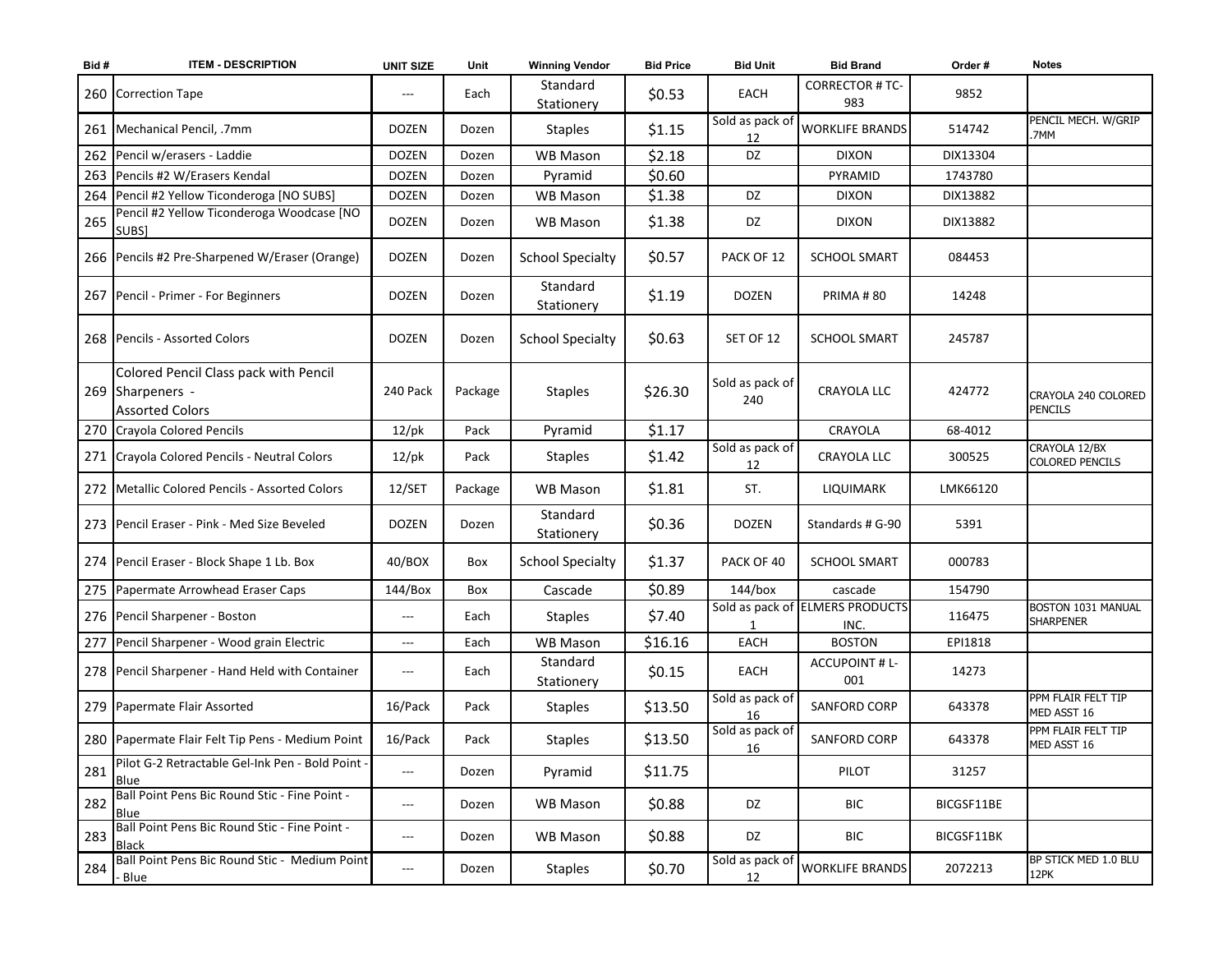| Bid # | ITEM - DESCRIPTION | UNIT SIZE | Unit | Winning Vendor | Bid Price | Bid Unit | Bid Brand | Order # | Notes |
|---|---|---|---|---|---|---|---|---|---|
| 260 | Correction Tape | --- | Each | Standard Stationery | $0.53 | EACH | CORRECTOR # TC-983 | 9852 | |
| 261 | Mechanical Pencil, .7mm | DOZEN | Dozen | Staples | $1.15 | Sold as pack of 12 | WORKLIFE BRANDS | 514742 | PENCIL MECH. W/GRIP .7MM |
| 262 | Pencil w/erasers - Laddie | DOZEN | Dozen | WB Mason | $2.18 | DZ | DIXON | DIX13304 | |
| 263 | Pencils #2 W/Erasers Kendal | DOZEN | Dozen | Pyramid | $0.60 | | PYRAMID | 1743780 | |
| 264 | Pencil #2 Yellow Ticonderoga [NO SUBS] | DOZEN | Dozen | WB Mason | $1.38 | DZ | DIXON | DIX13882 | |
| 265 | Pencil #2 Yellow Ticonderoga Woodcase [NO SUBS] | DOZEN | Dozen | WB Mason | $1.38 | DZ | DIXON | DIX13882 | |
| 266 | Pencils #2 Pre-Sharpened W/Eraser (Orange) | DOZEN | Dozen | School Specialty | $0.57 | PACK OF 12 | SCHOOL SMART | 084453 | |
| 267 | Pencil - Primer - For Beginners | DOZEN | Dozen | Standard Stationery | $1.19 | DOZEN | PRIMA # 80 | 14248 | |
| 268 | Pencils - Assorted Colors | DOZEN | Dozen | School Specialty | $0.63 | SET OF 12 | SCHOOL SMART | 245787 | |
| 269 | Colored Pencil Class pack with Pencil Sharpeners - Assorted Colors | 240 Pack | Package | Staples | $26.30 | Sold as pack of 240 | CRAYOLA LLC | 424772 | CRAYOLA 240 COLORED PENCILS |
| 270 | Crayola Colored Pencils | 12/pk | Pack | Pyramid | $1.17 | | CRAYOLA | 68-4012 | |
| 271 | Crayola Colored Pencils - Neutral Colors | 12/pk | Pack | Staples | $1.42 | Sold as pack of 12 | CRAYOLA LLC | 300525 | CRAYOLA 12/BX COLORED PENCILS |
| 272 | Metallic Colored Pencils - Assorted Colors | 12/SET | Package | WB Mason | $1.81 | ST. | LIQUIMARK | LMK66120 | |
| 273 | Pencil Eraser - Pink - Med Size Beveled | DOZEN | Dozen | Standard Stationery | $0.36 | DOZEN | Standards # G-90 | 5391 | |
| 274 | Pencil Eraser - Block Shape 1 Lb. Box | 40/BOX | Box | School Specialty | $1.37 | PACK OF 40 | SCHOOL SMART | 000783 | |
| 275 | Papermate Arrowhead Eraser Caps | 144/Box | Box | Cascade | $0.89 | 144/box | cascade | 154790 | |
| 276 | Pencil Sharpener - Boston | --- | Each | Staples | $7.40 | Sold as pack of 1 | ELMERS PRODUCTS INC. | 116475 | BOSTON 1031 MANUAL SHARPENER |
| 277 | Pencil Sharpener - Wood grain Electric | --- | Each | WB Mason | $16.16 | EACH | BOSTON | EPI1818 | |
| 278 | Pencil Sharpener - Hand Held with Container | --- | Each | Standard Stationery | $0.15 | EACH | ACCUPOINT # L-001 | 14273 | |
| 279 | Papermate Flair Assorted | 16/Pack | Pack | Staples | $13.50 | Sold as pack of 16 | SANFORD CORP | 643378 | PPM FLAIR FELT TIP MED ASST 16 |
| 280 | Papermate Flair Felt Tip Pens - Medium Point | 16/Pack | Pack | Staples | $13.50 | Sold as pack of 16 | SANFORD CORP | 643378 | PPM FLAIR FELT TIP MED ASST 16 |
| 281 | Pilot G-2 Retractable Gel-Ink Pen - Bold Point - Blue | --- | Dozen | Pyramid | $11.75 | | PILOT | 31257 | |
| 282 | Ball Point Pens Bic Round Stic - Fine Point - Blue | --- | Dozen | WB Mason | $0.88 | DZ | BIC | BICGSF11BE | |
| 283 | Ball Point Pens Bic Round Stic - Fine Point - Black | --- | Dozen | WB Mason | $0.88 | DZ | BIC | BICGSF11BK | |
| 284 | Ball Point Pens Bic Round Stic - Medium Point - Blue | --- | Dozen | Staples | $0.70 | Sold as pack of 12 | WORKLIFE BRANDS | 2072213 | BP STICK MED 1.0 BLU 12PK |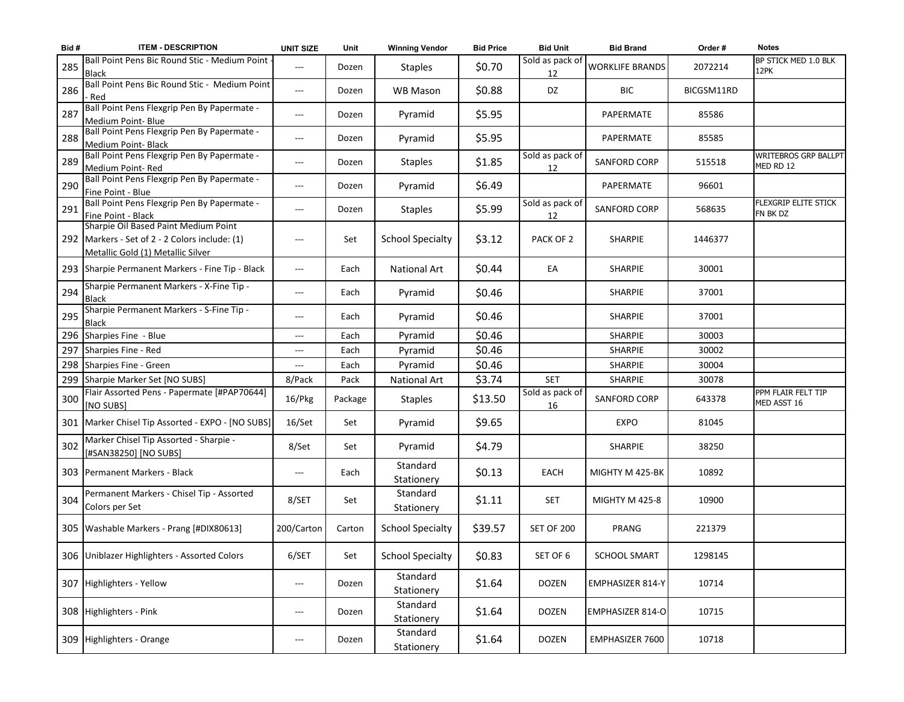| Bid # | ITEM - DESCRIPTION | UNIT SIZE | Unit | Winning Vendor | Bid Price | Bid Unit | Bid Brand | Order # | Notes |
|---|---|---|---|---|---|---|---|---|---|
| 285 | Ball Point Pens Bic Round Stic - Medium Point - Black | --- | Dozen | Staples | $0.70 | Sold as pack of 12 | WORKLIFE BRANDS | 2072214 | BP STICK MED 1.0 BLK 12PK |
| 286 | Ball Point Pens Bic Round Stic - Medium Point - Red | --- | Dozen | WB Mason | $0.88 | DZ | BIC | BICGSM11RD | |
| 287 | Ball Point Pens Flexgrip Pen By Papermate - Medium Point- Blue | --- | Dozen | Pyramid | $5.95 | | PAPERMATE | 85586 | |
| 288 | Ball Point Pens Flexgrip Pen By Papermate - Medium Point- Black | --- | Dozen | Pyramid | $5.95 | | PAPERMATE | 85585 | |
| 289 | Ball Point Pens Flexgrip Pen By Papermate - Medium Point- Red | --- | Dozen | Staples | $1.85 | Sold as pack of 12 | SANFORD CORP | 515518 | WRITEBROS GRP BALLPT MED RD 12 |
| 290 | Ball Point Pens Flexgrip Pen By Papermate - Fine Point - Blue | --- | Dozen | Pyramid | $6.49 | | PAPERMATE | 96601 | |
| 291 | Ball Point Pens Flexgrip Pen By Papermate - Fine Point - Black | --- | Dozen | Staples | $5.99 | Sold as pack of 12 | SANFORD CORP | 568635 | FLEXGRIP ELITE STICK FN BK DZ |
| 292 | Sharpie Oil Based Paint Medium Point Markers - Set of 2 - 2 Colors include: (1) Metallic Gold (1) Metallic Silver | --- | Set | School Specialty | $3.12 | PACK OF 2 | SHARPIE | 1446377 | |
| 293 | Sharpie Permanent Markers - Fine Tip - Black | --- | Each | National Art | $0.44 | EA | SHARPIE | 30001 | |
| 294 | Sharpie Permanent Markers - X-Fine Tip - Black | --- | Each | Pyramid | $0.46 | | SHARPIE | 37001 | |
| 295 | Sharpie Permanent Markers - S-Fine Tip - Black | --- | Each | Pyramid | $0.46 | | SHARPIE | 37001 | |
| 296 | Sharpies Fine - Blue | --- | Each | Pyramid | $0.46 | | SHARPIE | 30003 | |
| 297 | Sharpies Fine - Red | --- | Each | Pyramid | $0.46 | | SHARPIE | 30002 | |
| 298 | Sharpies Fine - Green | --- | Each | Pyramid | $0.46 | | SHARPIE | 30004 | |
| 299 | Sharpie Marker Set [NO SUBS] | 8/Pack | Pack | National Art | $3.74 | SET | SHARPIE | 30078 | |
| 300 | Flair Assorted Pens - Papermate [#PAP70644] [NO SUBS] | 16/Pkg | Package | Staples | $13.50 | Sold as pack of 16 | SANFORD CORP | 643378 | PPM FLAIR FELT TIP MED ASST 16 |
| 301 | Marker Chisel Tip Assorted - EXPO - [NO SUBS] | 16/Set | Set | Pyramid | $9.65 | | EXPO | 81045 | |
| 302 | Marker Chisel Tip Assorted - Sharpie - [#SAN38250] [NO SUBS] | 8/Set | Set | Pyramid | $4.79 | | SHARPIE | 38250 | |
| 303 | Permanent Markers - Black | --- | Each | Standard Stationery | $0.13 | EACH | MIGHTY M 425-BK | 10892 | |
| 304 | Permanent Markers - Chisel Tip - Assorted Colors per Set | 8/SET | Set | Standard Stationery | $1.11 | SET | MIGHTY M 425-8 | 10900 | |
| 305 | Washable Markers - Prang [#DIX80613] | 200/Carton | Carton | School Specialty | $39.57 | SET OF 200 | PRANG | 221379 | |
| 306 | Uniblazer Highlighters - Assorted Colors | 6/SET | Set | School Specialty | $0.83 | SET OF 6 | SCHOOL SMART | 1298145 | |
| 307 | Highlighters - Yellow | --- | Dozen | Standard Stationery | $1.64 | DOZEN | EMPHASIZER 814-Y | 10714 | |
| 308 | Highlighters - Pink | --- | Dozen | Standard Stationery | $1.64 | DOZEN | EMPHASIZER 814-O | 10715 | |
| 309 | Highlighters - Orange | --- | Dozen | Standard Stationery | $1.64 | DOZEN | EMPHASIZER 7600 | 10718 | |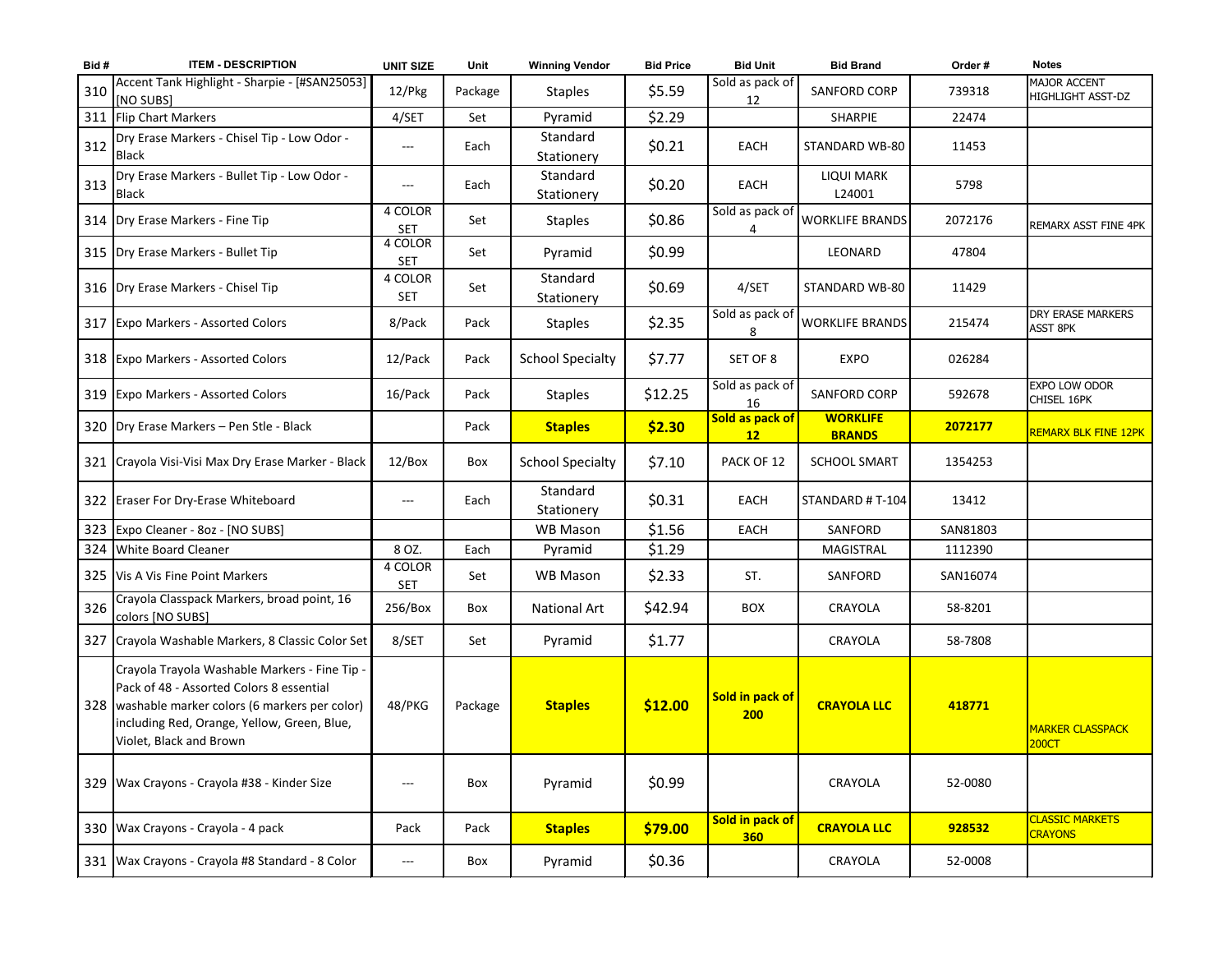| Bid # | ITEM - DESCRIPTION | UNIT SIZE | Unit | Winning Vendor | Bid Price | Bid Unit | Bid Brand | Order # | Notes |
|---|---|---|---|---|---|---|---|---|---|
| 310 | Accent Tank Highlight - Sharpie - [#SAN25053] [NO SUBS] | 12/Pkg | Package | Staples | $5.59 | Sold as pack of 12 | SANFORD CORP | 739318 | MAJOR ACCENT HIGHLIGHT ASST-DZ |
| 311 | Flip Chart Markers | 4/SET | Set | Pyramid | $2.29 | | SHARPIE | 22474 | |
| 312 | Dry Erase Markers - Chisel Tip - Low Odor - Black | --- | Each | Standard Stationery | $0.21 | EACH | STANDARD WB-80 | 11453 | |
| 313 | Dry Erase Markers - Bullet Tip - Low Odor - Black | --- | Each | Standard Stationery | $0.20 | EACH | LIQUI MARK L24001 | 5798 | |
| 314 | Dry Erase Markers - Fine Tip | 4 COLOR SET | Set | Staples | $0.86 | Sold as pack of 4 | WORKLIFE BRANDS | 2072176 | REMARX ASST FINE 4PK |
| 315 | Dry Erase Markers - Bullet Tip | 4 COLOR SET | Set | Pyramid | $0.99 | | LEONARD | 47804 | |
| 316 | Dry Erase Markers - Chisel Tip | 4 COLOR SET | Set | Standard Stationery | $0.69 | 4/SET | STANDARD WB-80 | 11429 | |
| 317 | Expo Markers - Assorted Colors | 8/Pack | Pack | Staples | $2.35 | Sold as pack of 8 | WORKLIFE BRANDS | 215474 | DRY ERASE MARKERS ASST 8PK |
| 318 | Expo Markers - Assorted Colors | 12/Pack | Pack | School Specialty | $7.77 | SET OF 8 | EXPO | 026284 | |
| 319 | Expo Markers - Assorted Colors | 16/Pack | Pack | Staples | $12.25 | Sold as pack of 16 | SANFORD CORP | 592678 | EXPO LOW ODOR CHISEL 16PK |
| 320 | Dry Erase Markers – Pen Stle - Black | | Pack | **Staples** | **$2.30** | **Sold as pack of 12** | **WORKLIFE BRANDS** | **2072177** | REMARX BLK FINE 12PK |
| 321 | Crayola Visi-Visi Max Dry Erase Marker - Black | 12/Box | Box | School Specialty | $7.10 | PACK OF 12 | SCHOOL SMART | 1354253 | |
| 322 | Eraser For Dry-Erase Whiteboard | --- | Each | Standard Stationery | $0.31 | EACH | STANDARD # T-104 | 13412 | |
| 323 | Expo Cleaner - 8oz - [NO SUBS] | | | WB Mason | $1.56 | EACH | SANFORD | SAN81803 | |
| 324 | White Board Cleaner | 8 OZ. | Each | Pyramid | $1.29 | | MAGISTRAL | 1112390 | |
| 325 | Vis A Vis Fine Point Markers | 4 COLOR SET | Set | WB Mason | $2.33 | ST. | SANFORD | SAN16074 | |
| 326 | Crayola Classpack Markers, broad point, 16 colors [NO SUBS] | 256/Box | Box | National Art | $42.94 | BOX | CRAYOLA | 58-8201 | |
| 327 | Crayola Washable Markers, 8 Classic Color Set | 8/SET | Set | Pyramid | $1.77 | | CRAYOLA | 58-7808 | |
| 328 | Crayola Trayola Washable Markers - Fine Tip - Pack of 48 - Assorted Colors 8 essential washable marker colors (6 markers per color) including Red, Orange, Yellow, Green, Blue, Violet, Black and Brown | 48/PKG | Package | **Staples** | **$12.00** | **Sold in pack of 200** | **CRAYOLA LLC** | **418771** | MARKER CLASSPACK 200CT |
| 329 | Wax Crayons - Crayola #38 - Kinder Size | --- | Box | Pyramid | $0.99 | | CRAYOLA | 52-0080 | |
| 330 | Wax Crayons - Crayola - 4 pack | Pack | Pack | **Staples** | **$79.00** | **Sold in pack of 360** | **CRAYOLA LLC** | **928532** | CLASSIC MARKETS CRAYONS |
| 331 | Wax Crayons - Crayola #8 Standard - 8 Color | --- | Box | Pyramid | $0.36 | | CRAYOLA | 52-0008 | |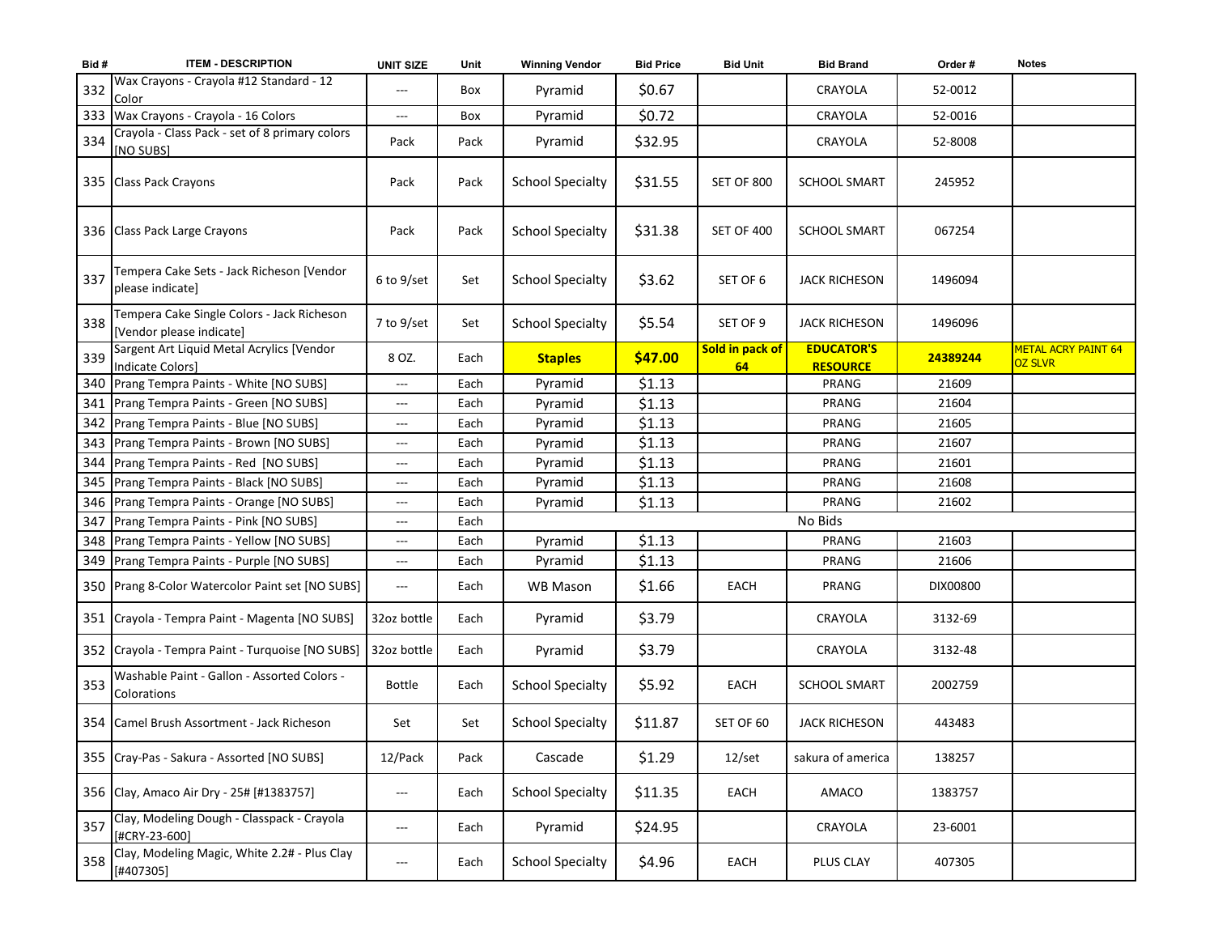| Bid # | ITEM - DESCRIPTION | UNIT SIZE | Unit | Winning Vendor | Bid Price | Bid Unit | Bid Brand | Order # | Notes |
|---|---|---|---|---|---|---|---|---|---|
| 332 | Wax Crayons - Crayola #12 Standard - 12 Color | --- | Box | Pyramid | $0.67 | | CRAYOLA | 52-0012 | |
| 333 | Wax Crayons - Crayola - 16 Colors | --- | Box | Pyramid | $0.72 | | CRAYOLA | 52-0016 | |
| 334 | Crayola - Class Pack - set of 8 primary colors [NO SUBS] | Pack | Pack | Pyramid | $32.95 | | CRAYOLA | 52-8008 | |
| 335 | Class Pack Crayons | Pack | Pack | School Specialty | $31.55 | SET OF 800 | SCHOOL SMART | 245952 | |
| 336 | Class Pack Large Crayons | Pack | Pack | School Specialty | $31.38 | SET OF 400 | SCHOOL SMART | 067254 | |
| 337 | Tempera Cake Sets - Jack Richeson [Vendor please indicate] | 6 to 9/set | Set | School Specialty | $3.62 | SET OF 6 | JACK RICHESON | 1496094 | |
| 338 | Tempera Cake Single Colors - Jack Richeson [Vendor please indicate] | 7 to 9/set | Set | School Specialty | $5.54 | SET OF 9 | JACK RICHESON | 1496096 | |
| 339 | Sargent Art Liquid Metal Acrylics [Vendor Indicate Colors] | 8 OZ. | Each | **Staples** | **$47.00** | **Sold in pack of 64** | **EDUCATOR'S RESOURCE** | **24389244** | METAL ACRY PAINT 64 OZ SLVR |
| 340 | Prang Tempra Paints - White [NO SUBS] | --- | Each | Pyramid | $1.13 | | PRANG | 21609 | |
| 341 | Prang Tempra Paints - Green [NO SUBS] | --- | Each | Pyramid | $1.13 | | PRANG | 21604 | |
| 342 | Prang Tempra Paints - Blue [NO SUBS] | --- | Each | Pyramid | $1.13 | | PRANG | 21605 | |
| 343 | Prang Tempra Paints - Brown [NO SUBS] | --- | Each | Pyramid | $1.13 | | PRANG | 21607 | |
| 344 | Prang Tempra Paints - Red [NO SUBS] | --- | Each | Pyramid | $1.13 | | PRANG | 21601 | |
| 345 | Prang Tempra Paints - Black [NO SUBS] | --- | Each | Pyramid | $1.13 | | PRANG | 21608 | |
| 346 | Prang Tempra Paints - Orange [NO SUBS] | --- | Each | Pyramid | $1.13 | | PRANG | 21602 | |
| 347 | Prang Tempra Paints - Pink [NO SUBS] | --- | Each | No Bids | | | | | |
| 348 | Prang Tempra Paints - Yellow [NO SUBS] | --- | Each | Pyramid | $1.13 | | PRANG | 21603 | |
| 349 | Prang Tempra Paints - Purple [NO SUBS] | --- | Each | Pyramid | $1.13 | | PRANG | 21606 | |
| 350 | Prang 8-Color Watercolor Paint set [NO SUBS] | --- | Each | WB Mason | $1.66 | EACH | PRANG | DIX00800 | |
| 351 | Crayola - Tempra Paint - Magenta [NO SUBS] | 32oz bottle | Each | Pyramid | $3.79 | | CRAYOLA | 3132-69 | |
| 352 | Crayola - Tempra Paint - Turquoise [NO SUBS] | 32oz bottle | Each | Pyramid | $3.79 | | CRAYOLA | 3132-48 | |
| 353 | Washable Paint - Gallon - Assorted Colors - Colorations | Bottle | Each | School Specialty | $5.92 | EACH | SCHOOL SMART | 2002759 | |
| 354 | Camel Brush Assortment - Jack Richeson | Set | Set | School Specialty | $11.87 | SET OF 60 | JACK RICHESON | 443483 | |
| 355 | Cray-Pas - Sakura - Assorted [NO SUBS] | 12/Pack | Pack | Cascade | $1.29 | 12/set | sakura of america | 138257 | |
| 356 | Clay, Amaco Air Dry - 25# [#1383757] | --- | Each | School Specialty | $11.35 | EACH | AMACO | 1383757 | |
| 357 | Clay, Modeling Dough - Classpack - Crayola [#CRY-23-600] | --- | Each | Pyramid | $24.95 | | CRAYOLA | 23-6001 | |
| 358 | Clay, Modeling Magic, White 2.2# - Plus Clay [#407305] | --- | Each | School Specialty | $4.96 | EACH | PLUS CLAY | 407305 | |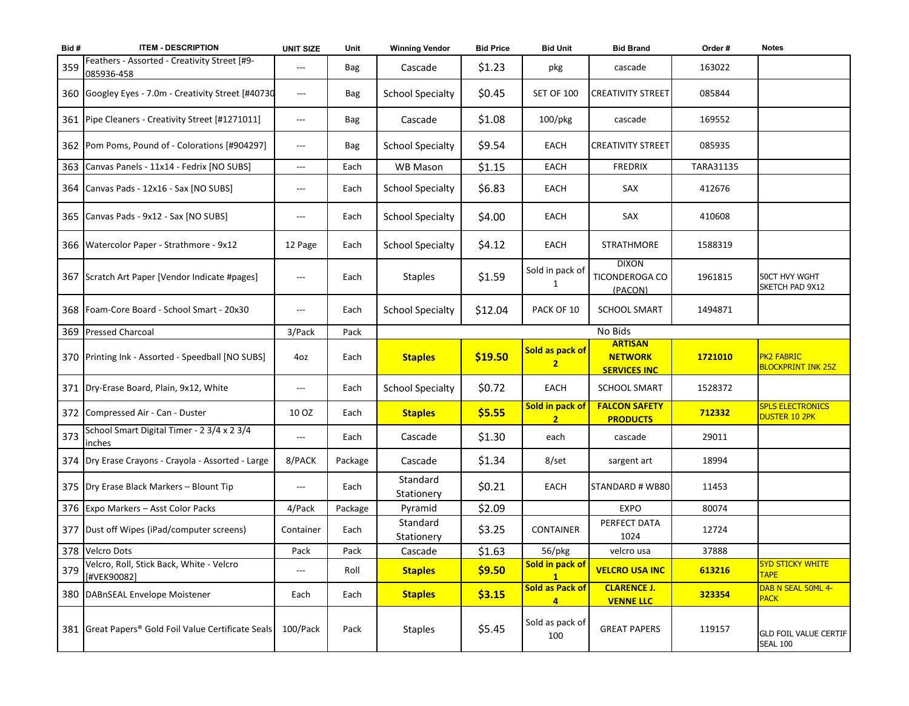| Bid # | ITEM - DESCRIPTION | UNIT SIZE | Unit | Winning Vendor | Bid Price | Bid Unit | Bid Brand | Order # | Notes |
|---|---|---|---|---|---|---|---|---|---|
| 359 | Feathers - Assorted - Creativity Street [#9-085936-458 | --- | Bag | Cascade | $1.23 | pkg | cascade | 163022 | |
| 360 | Googley Eyes - 7.0m - Creativity Street [#40730 | --- | Bag | School Specialty | $0.45 | SET OF 100 | CREATIVITY STREET | 085844 | |
| 361 | Pipe Cleaners - Creativity Street [#1271011] | --- | Bag | Cascade | $1.08 | 100/pkg | cascade | 169552 | |
| 362 | Pom Poms, Pound of - Colorations [#904297] | --- | Bag | School Specialty | $9.54 | EACH | CREATIVITY STREET | 085935 | |
| 363 | Canvas Panels - 11x14 - Fedrix [NO SUBS] | --- | Each | WB Mason | $1.15 | EACH | FREDRIX | TARA31135 | |
| 364 | Canvas Pads - 12x16 - Sax [NO SUBS] | --- | Each | School Specialty | $6.83 | EACH | SAX | 412676 | |
| 365 | Canvas Pads - 9x12 - Sax [NO SUBS] | --- | Each | School Specialty | $4.00 | EACH | SAX | 410608 | |
| 366 | Watercolor Paper - Strathmore - 9x12 | 12 Page | Each | School Specialty | $4.12 | EACH | STRATHMORE | 1588319 | |
| 367 | Scratch Art Paper [Vendor Indicate #pages] | --- | Each | Staples | $1.59 | Sold in pack of 1 | DIXON TICONDEROGA CO (PACON) | 1961815 | 50CT HVY WGHT SKETCH PAD 9X12 |
| 368 | Foam-Core Board - School Smart - 20x30 | --- | Each | School Specialty | $12.04 | PACK OF 10 | SCHOOL SMART | 1494871 | |
| 369 | Pressed Charcoal | 3/Pack | Pack | No Bids | | | | | |
| 370 | Printing Ink - Assorted - Speedball [NO SUBS] | 4oz | Each | **Staples** | **$19.50** | **Sold as pack of 2** | **ARTISAN NETWORK SERVICES INC** | **1721010** | PK2 FABRIC BLOCKPRINT INK 25Z |
| 371 | Dry-Erase Board, Plain, 9x12, White | --- | Each | School Specialty | $0.72 | EACH | SCHOOL SMART | 1528372 | |
| 372 | Compressed Air - Can - Duster | 10 OZ | Each | **Staples** | **$5.55** | **Sold in pack of 2** | **FALCON SAFETY PRODUCTS** | **712332** | SPLS ELECTRONICS DUSTER 10 2PK |
| 373 | School Smart Digital Timer - 2 3/4 x 2 3/4 inches | --- | Each | Cascade | $1.30 | each | cascade | 29011 | |
| 374 | Dry Erase Crayons - Crayola - Assorted - Large | 8/PACK | Package | Cascade | $1.34 | 8/set | sargent art | 18994 | |
| 375 | Dry Erase Black Markers – Blount Tip | --- | Each | Standard Stationery | $0.21 | EACH | STANDARD # WB80 | 11453 | |
| 376 | Expo Markers – Asst Color Packs | 4/Pack | Package | Pyramid | $2.09 | | EXPO | 80074 | |
| 377 | Dust off Wipes (iPad/computer screens) | Container | Each | Standard Stationery | $3.25 | CONTAINER | PERFECT DATA 1024 | 12724 | |
| 378 | Velcro Dots | Pack | Pack | Cascade | $1.63 | 56/pkg | velcro usa | 37888 | |
| 379 | Velcro, Roll, Stick Back, White - Velcro [#VEK90082] | --- | Roll | **Staples** | **$9.50** | **Sold in pack of 1** | **VELCRO USA INC** | **613216** | 5YD STICKY WHITE TAPE |
| 380 | DABnSEAL Envelope Moistener | Each | Each | **Staples** | **$3.15** | **Sold as Pack of 4** | **CLARENCE J. VENNE LLC** | **323354** | DAB N SEAL 50ML 4-PACK |
| 381 | Great Papers® Gold Foil Value Certificate Seals | 100/Pack | Pack | Staples | $5.45 | Sold as pack of 100 | GREAT PAPERS | 119157 | GLD FOIL VALUE CERTIF SEAL 100 |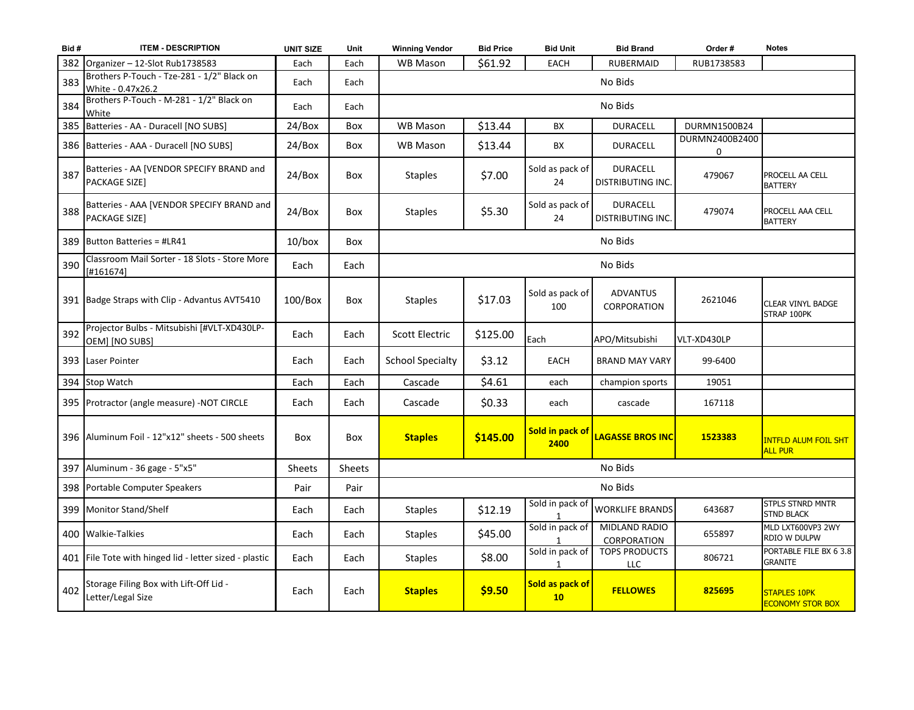| Bid # | ITEM - DESCRIPTION | UNIT SIZE | Unit | Winning Vendor | Bid Price | Bid Unit | Bid Brand | Order # | Notes |
| --- | --- | --- | --- | --- | --- | --- | --- | --- | --- |
| 382 | Organizer – 12-Slot Rub1738583 | Each | Each | WB Mason | $61.92 | EACH | RUBERMAID | RUB1738583 | |
| 383 | Brothers P-Touch - Tze-281 - 1/2" Black on White - 0.47x26.2 | Each | Each | No Bids | | | | | |
| 384 | Brothers P-Touch - M-281 - 1/2" Black on White | Each | Each | No Bids | | | | | |
| 385 | Batteries - AA - Duracell [NO SUBS] | 24/Box | Box | WB Mason | $13.44 | BX | DURACELL | DURMN1500B24 | |
| 386 | Batteries - AAA - Duracell [NO SUBS] | 24/Box | Box | WB Mason | $13.44 | BX | DURACELL | DURMN2400B24000 | |
| 387 | Batteries - AA [VENDOR SPECIFY BRAND and PACKAGE SIZE] | 24/Box | Box | Staples | $7.00 | Sold as pack of 24 | DURACELL DISTRIBUTING INC. | 479067 | PROCELL AA CELL BATTERY |
| 388 | Batteries - AAA [VENDOR SPECIFY BRAND and PACKAGE SIZE] | 24/Box | Box | Staples | $5.30 | Sold as pack of 24 | DURACELL DISTRIBUTING INC. | 479074 | PROCELL AAA CELL BATTERY |
| 389 | Button Batteries = #LR41 | 10/box | Box | No Bids | | | | | |
| 390 | Classroom Mail Sorter - 18 Slots - Store More [#161674] | Each | Each | No Bids | | | | | |
| 391 | Badge Straps with Clip - Advantus AVT5410 | 100/Box | Box | Staples | $17.03 | Sold as pack of 100 | ADVANTUS CORPORATION | 2621046 | CLEAR VINYL BADGE STRAP 100PK |
| 392 | Projector Bulbs - Mitsubishi [#VLT-XD430LP-OEM] [NO SUBS] | Each | Each | Scott Electric | $125.00 | Each | APO/Mitsubishi | VLT-XD430LP | |
| 393 | Laser Pointer | Each | Each | School Specialty | $3.12 | EACH | BRAND MAY VARY | 99-6400 | |
| 394 | Stop Watch | Each | Each | Cascade | $4.61 | each | champion sports | 19051 | |
| 395 | Protractor (angle measure) -NOT CIRCLE | Each | Each | Cascade | $0.33 | each | cascade | 167118 | |
| 396 | Aluminum Foil - 12"x12" sheets - 500 sheets | Box | Box | **Staples** | **$145.00** | **Sold in pack of 2400** | **LAGASSE BROS INC** | **1523383** | INTFLD ALUM FOIL SHT ALL PUR |
| 397 | Aluminum - 36 gage - 5"x5" | Sheets | Sheets | No Bids | | | | | |
| 398 | Portable Computer Speakers | Pair | Pair | No Bids | | | | | |
| 399 | Monitor Stand/Shelf | Each | Each | Staples | $12.19 | Sold in pack of 1 | WORKLIFE BRANDS | 643687 | STPLS STNRD MNTR STND BLACK |
| 400 | Walkie-Talkies | Each | Each | Staples | $45.00 | Sold in pack of 1 | MIDLAND RADIO CORPORATION | 655897 | MLD LXT600VP3 2WY RDIO W DULPW |
| 401 | File Tote with hinged lid - letter sized - plastic | Each | Each | Staples | $8.00 | Sold in pack of 1 | TOPS PRODUCTS LLC | 806721 | PORTABLE FILE BX 6 3.8 GRANITE |
| 402 | Storage Filing Box with Lift-Off Lid - Letter/Legal Size | Each | Each | **Staples** | **$9.50** | **Sold as pack of 10** | **FELLOWES** | **825695** | STAPLES 10PK ECONOMY STOR BOX |